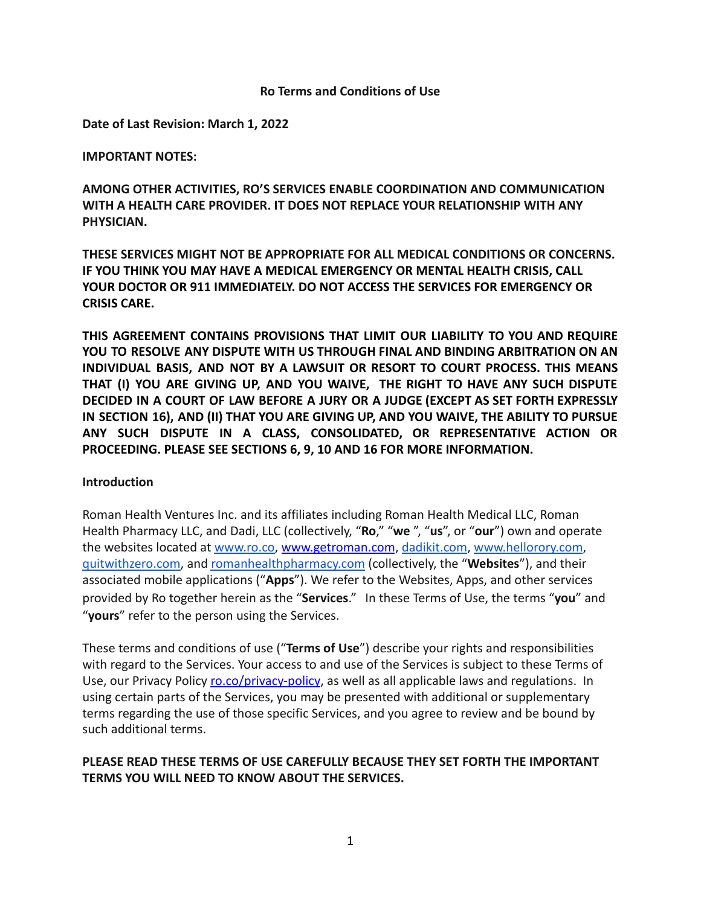# Ro Terms and Conditions of Use

**Date of Last Revision: March 1, 2022**

**IMPORTANT NOTES:**

**AMONG OTHER ACTIVITIES, RO'S SERVICES ENABLE COORDINATION AND COMMUNICATION WITH A HEALTH CARE PROVIDER. IT DOES NOT REPLACE YOUR RELATIONSHIP WITH ANY PHYSICIAN.**

**THESE SERVICES MIGHT NOT BE APPROPRIATE FOR ALL MEDICAL CONDITIONS OR CONCERNS. IF YOU THINK YOU MAY HAVE A MEDICAL EMERGENCY OR MENTAL HEALTH CRISIS, CALL YOUR DOCTOR OR 911 IMMEDIATELY. DO NOT ACCESS THE SERVICES FOR EMERGENCY OR CRISIS CARE.**

**THIS AGREEMENT CONTAINS PROVISIONS THAT LIMIT OUR LIABILITY TO YOU AND REQUIRE YOU TO RESOLVE ANY DISPUTE WITH US THROUGH FINAL AND BINDING ARBITRATION ON AN INDIVIDUAL BASIS, AND NOT BY A LAWSUIT OR RESORT TO COURT PROCESS. THIS MEANS THAT (I) YOU ARE GIVING UP, AND YOU WAIVE, THE RIGHT TO HAVE ANY SUCH DISPUTE DECIDED IN A COURT OF LAW BEFORE A JURY OR A JUDGE (EXCEPT AS SET FORTH EXPRESSLY IN SECTION 16), AND (II) THAT YOU ARE GIVING UP, AND YOU WAIVE, THE ABILITY TO PURSUE ANY SUCH DISPUTE IN A CLASS, CONSOLIDATED, OR REPRESENTATIVE ACTION OR PROCEEDING. PLEASE SEE SECTIONS 6, 9, 10 AND 16 FOR MORE INFORMATION.**

## Introduction

Roman Health Ventures Inc. and its affiliates including Roman Health Medical LLC, Roman Health Pharmacy LLC, and Dadi, LLC (collectively, "**Ro**," "**we** ", "**us**", or "**our**") own and operate the websites located at [www.ro.co](www.ro.co), [www.getroman.com](www.getroman.com), [dadikit.com](dadikit.com), [www.hellorory.com](www.hellorory.com), [quitwithzero.com](quitwithzero.com), and [romanhealthpharmacy.com](romanhealthpharmacy.com) (collectively, the "**Websites**"), and their associated mobile applications ("**Apps**"). We refer to the Websites, Apps, and other services provided by Ro together herein as the "**Services**." In these Terms of Use, the terms "**you**" and "**yours**" refer to the person using the Services.

These terms and conditions of use ("**Terms of Use**") describe your rights and responsibilities with regard to the Services. Your access to and use of the Services is subject to these Terms of Use, our Privacy Policy [ro.co/privacy-policy](ro.co/privacy-policy), as well as all applicable laws and regulations. In using certain parts of the Services, you may be presented with additional or supplementary terms regarding the use of those specific Services, and you agree to review and be bound by such additional terms.

**PLEASE READ THESE TERMS OF USE CAREFULLY BECAUSE THEY SET FORTH THE IMPORTANT TERMS YOU WILL NEED TO KNOW ABOUT THE SERVICES.**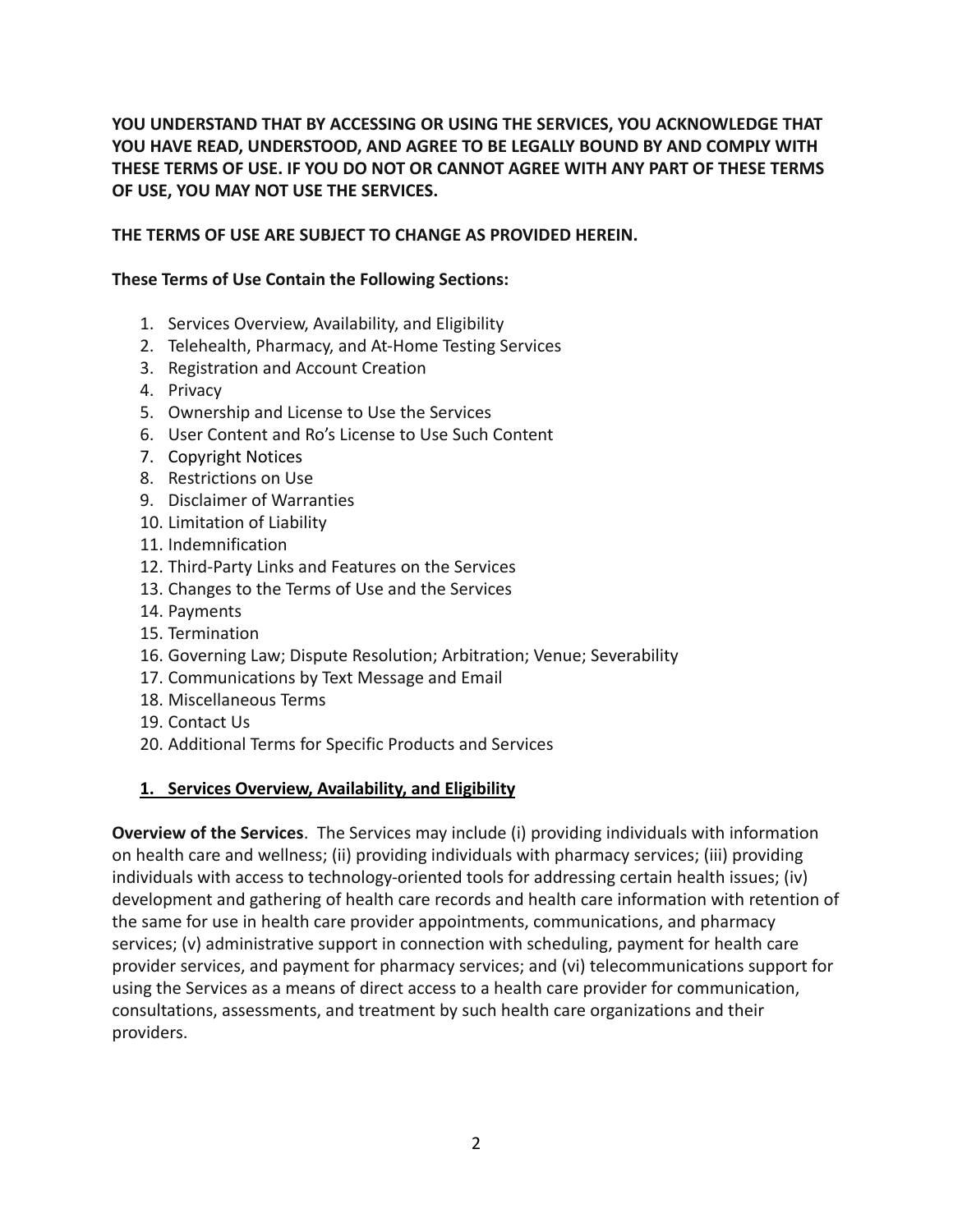**YOU UNDERSTAND THAT BY ACCESSING OR USING THE SERVICES, YOU ACKNOWLEDGE THAT YOU HAVE READ, UNDERSTOOD, AND AGREE TO BE LEGALLY BOUND BY AND COMPLY WITH THESE TERMS OF USE. IF YOU DO NOT OR CANNOT AGREE WITH ANY PART OF THESE TERMS OF USE, YOU MAY NOT USE THE SERVICES.**

**THE TERMS OF USE ARE SUBJECT TO CHANGE AS PROVIDED HEREIN.**

**These Terms of Use Contain the Following Sections:**

1. Services Overview, Availability, and Eligibility
2. Telehealth, Pharmacy, and At-Home Testing Services
3. Registration and Account Creation
4. Privacy
5. Ownership and License to Use the Services
6. User Content and Ro's License to Use Such Content
7. Copyright Notices
8. Restrictions on Use
9. Disclaimer of Warranties
10. Limitation of Liability
11. Indemnification
12. Third-Party Links and Features on the Services
13. Changes to the Terms of Use and the Services
14. Payments
15. Termination
16. Governing Law; Dispute Resolution; Arbitration; Venue; Severability
17. Communications by Text Message and Email
18. Miscellaneous Terms
19. Contact Us
20. Additional Terms for Specific Products and Services

## 1. Services Overview, Availability, and Eligibility

**Overview of the Services**. The Services may include (i) providing individuals with information on health care and wellness; (ii) providing individuals with pharmacy services; (iii) providing individuals with access to technology-oriented tools for addressing certain health issues; (iv) development and gathering of health care records and health care information with retention of the same for use in health care provider appointments, communications, and pharmacy services; (v) administrative support in connection with scheduling, payment for health care provider services, and payment for pharmacy services; and (vi) telecommunications support for using the Services as a means of direct access to a health care provider for communication, consultations, assessments, and treatment by such health care organizations and their providers.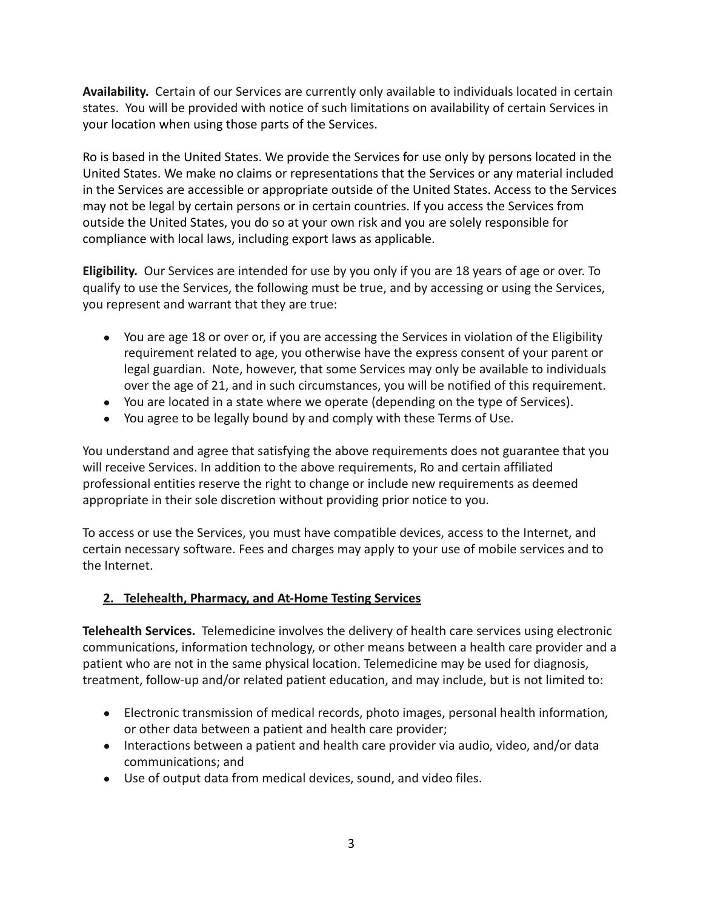**Availability.** Certain of our Services are currently only available to individuals located in certain states. You will be provided with notice of such limitations on availability of certain Services in your location when using those parts of the Services.

Ro is based in the United States. We provide the Services for use only by persons located in the United States. We make no claims or representations that the Services or any material included in the Services are accessible or appropriate outside of the United States. Access to the Services may not be legal by certain persons or in certain countries. If you access the Services from outside the United States, you do so at your own risk and you are solely responsible for compliance with local laws, including export laws as applicable.

**Eligibility.** Our Services are intended for use by you only if you are 18 years of age or over. To qualify to use the Services, the following must be true, and by accessing or using the Services, you represent and warrant that they are true:

- You are age 18 or over or, if you are accessing the Services in violation of the Eligibility requirement related to age, you otherwise have the express consent of your parent or legal guardian. Note, however, that some Services may only be available to individuals over the age of 21, and in such circumstances, you will be notified of this requirement.
- You are located in a state where we operate (depending on the type of Services).
- You agree to be legally bound by and comply with these Terms of Use.

You understand and agree that satisfying the above requirements does not guarantee that you will receive Services. In addition to the above requirements, Ro and certain affiliated professional entities reserve the right to change or include new requirements as deemed appropriate in their sole discretion without providing prior notice to you.

To access or use the Services, you must have compatible devices, access to the Internet, and certain necessary software. Fees and charges may apply to your use of mobile services and to the Internet.

## 2. Telehealth, Pharmacy, and At-Home Testing Services

**Telehealth Services.** Telemedicine involves the delivery of health care services using electronic communications, information technology, or other means between a health care provider and a patient who are not in the same physical location. Telemedicine may be used for diagnosis, treatment, follow-up and/or related patient education, and may include, but is not limited to:

- Electronic transmission of medical records, photo images, personal health information, or other data between a patient and health care provider;
- Interactions between a patient and health care provider via audio, video, and/or data communications; and
- Use of output data from medical devices, sound, and video files.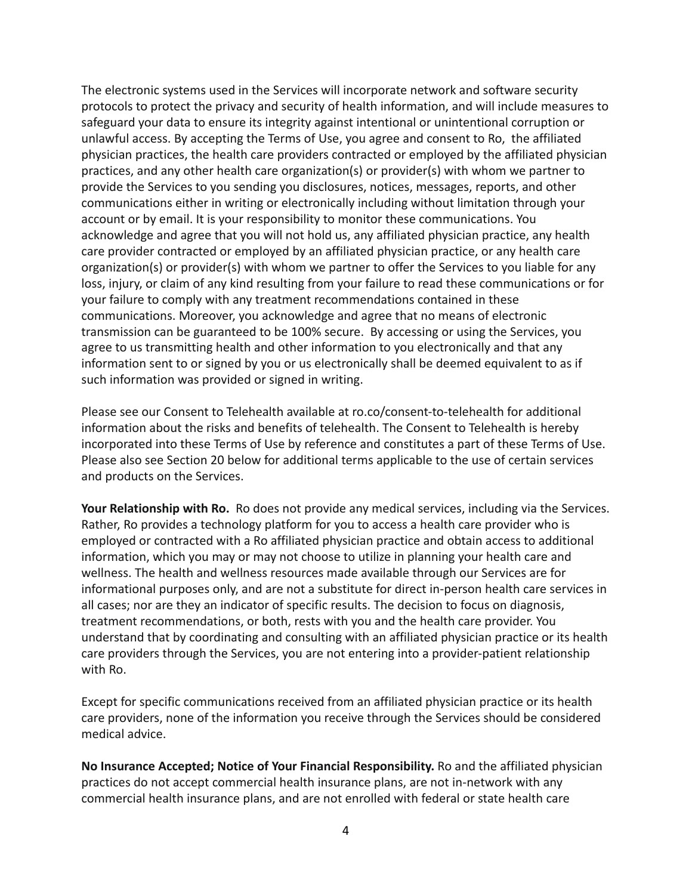The electronic systems used in the Services will incorporate network and software security protocols to protect the privacy and security of health information, and will include measures to safeguard your data to ensure its integrity against intentional or unintentional corruption or unlawful access. By accepting the Terms of Use, you agree and consent to Ro, the affiliated physician practices, the health care providers contracted or employed by the affiliated physician practices, and any other health care organization(s) or provider(s) with whom we partner to provide the Services to you sending you disclosures, notices, messages, reports, and other communications either in writing or electronically including without limitation through your account or by email. It is your responsibility to monitor these communications. You acknowledge and agree that you will not hold us, any affiliated physician practice, any health care provider contracted or employed by an affiliated physician practice, or any health care organization(s) or provider(s) with whom we partner to offer the Services to you liable for any loss, injury, or claim of any kind resulting from your failure to read these communications or for your failure to comply with any treatment recommendations contained in these communications. Moreover, you acknowledge and agree that no means of electronic transmission can be guaranteed to be 100% secure. By accessing or using the Services, you agree to us transmitting health and other information to you electronically and that any information sent to or signed by you or us electronically shall be deemed equivalent to as if such information was provided or signed in writing.

Please see our Consent to Telehealth available at ro.co/consent-to-telehealth for additional information about the risks and benefits of telehealth. The Consent to Telehealth is hereby incorporated into these Terms of Use by reference and constitutes a part of these Terms of Use. Please also see Section 20 below for additional terms applicable to the use of certain services and products on the Services.

**Your Relationship with Ro.** Ro does not provide any medical services, including via the Services. Rather, Ro provides a technology platform for you to access a health care provider who is employed or contracted with a Ro affiliated physician practice and obtain access to additional information, which you may or may not choose to utilize in planning your health care and wellness. The health and wellness resources made available through our Services are for informational purposes only, and are not a substitute for direct in-person health care services in all cases; nor are they an indicator of specific results. The decision to focus on diagnosis, treatment recommendations, or both, rests with you and the health care provider. You understand that by coordinating and consulting with an affiliated physician practice or its health care providers through the Services, you are not entering into a provider-patient relationship with Ro.

Except for specific communications received from an affiliated physician practice or its health care providers, none of the information you receive through the Services should be considered medical advice.

**No Insurance Accepted; Notice of Your Financial Responsibility.** Ro and the affiliated physician practices do not accept commercial health insurance plans, are not in-network with any commercial health insurance plans, and are not enrolled with federal or state health care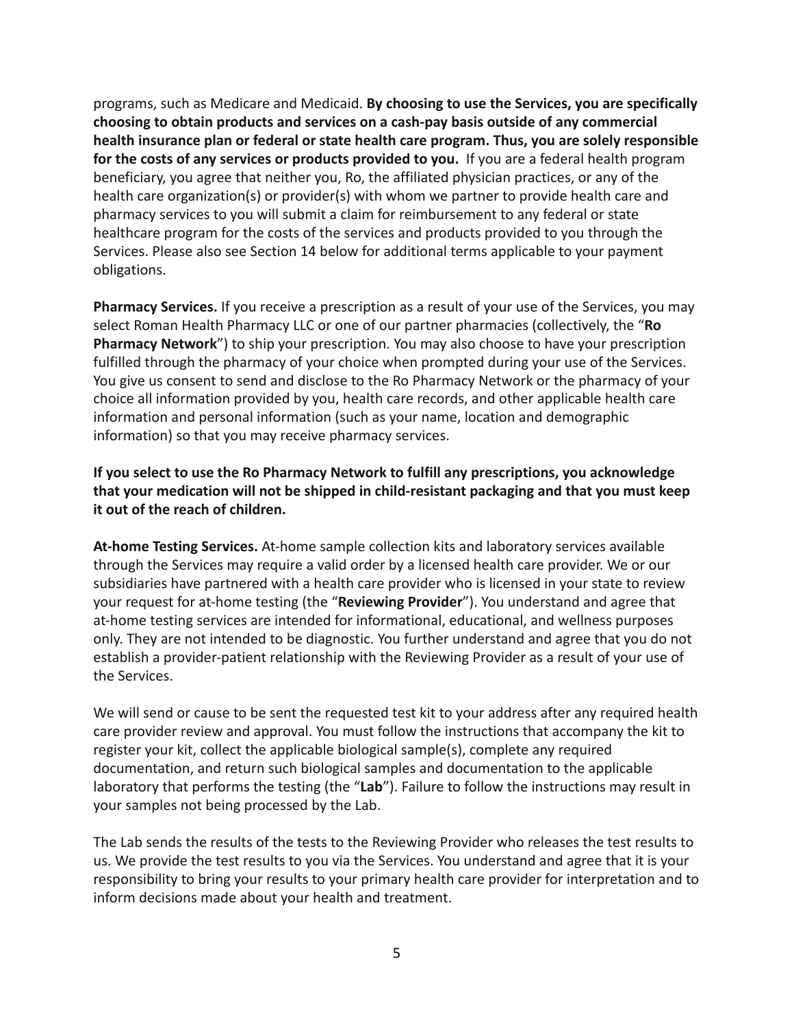programs, such as Medicare and Medicaid. **By choosing to use the Services, you are specifically choosing to obtain products and services on a cash-pay basis outside of any commercial health insurance plan or federal or state health care program. Thus, you are solely responsible for the costs of any services or products provided to you.** If you are a federal health program beneficiary, you agree that neither you, Ro, the affiliated physician practices, or any of the health care organization(s) or provider(s) with whom we partner to provide health care and pharmacy services to you will submit a claim for reimbursement to any federal or state healthcare program for the costs of the services and products provided to you through the Services. Please also see Section 14 below for additional terms applicable to your payment obligations.

**Pharmacy Services.** If you receive a prescription as a result of your use of the Services, you may select Roman Health Pharmacy LLC or one of our partner pharmacies (collectively, the "**Ro Pharmacy Network**") to ship your prescription. You may also choose to have your prescription fulfilled through the pharmacy of your choice when prompted during your use of the Services. You give us consent to send and disclose to the Ro Pharmacy Network or the pharmacy of your choice all information provided by you, health care records, and other applicable health care information and personal information (such as your name, location and demographic information) so that you may receive pharmacy services.

**If you select to use the Ro Pharmacy Network to fulfill any prescriptions, you acknowledge that your medication will not be shipped in child-resistant packaging and that you must keep it out of the reach of children.**

**At-home Testing Services.** At-home sample collection kits and laboratory services available through the Services may require a valid order by a licensed health care provider. We or our subsidiaries have partnered with a health care provider who is licensed in your state to review your request for at-home testing (the "**Reviewing Provider**"). You understand and agree that at-home testing services are intended for informational, educational, and wellness purposes only. They are not intended to be diagnostic. You further understand and agree that you do not establish a provider-patient relationship with the Reviewing Provider as a result of your use of the Services.

We will send or cause to be sent the requested test kit to your address after any required health care provider review and approval. You must follow the instructions that accompany the kit to register your kit, collect the applicable biological sample(s), complete any required documentation, and return such biological samples and documentation to the applicable laboratory that performs the testing (the "**Lab**"). Failure to follow the instructions may result in your samples not being processed by the Lab.

The Lab sends the results of the tests to the Reviewing Provider who releases the test results to us. We provide the test results to you via the Services. You understand and agree that it is your responsibility to bring your results to your primary health care provider for interpretation and to inform decisions made about your health and treatment.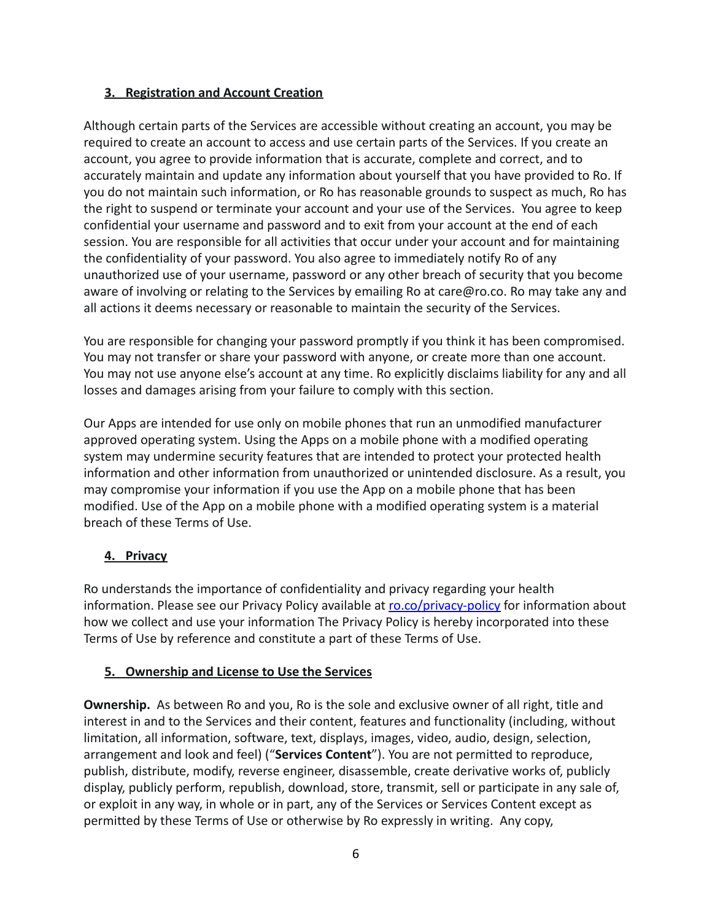## 3. Registration and Account Creation

Although certain parts of the Services are accessible without creating an account, you may be required to create an account to access and use certain parts of the Services. If you create an account, you agree to provide information that is accurate, complete and correct, and to accurately maintain and update any information about yourself that you have provided to Ro. If you do not maintain such information, or Ro has reasonable grounds to suspect as much, Ro has the right to suspend or terminate your account and your use of the Services. You agree to keep confidential your username and password and to exit from your account at the end of each session. You are responsible for all activities that occur under your account and for maintaining the confidentiality of your password. You also agree to immediately notify Ro of any unauthorized use of your username, password or any other breach of security that you become aware of involving or relating to the Services by emailing Ro at care@ro.co. Ro may take any and all actions it deems necessary or reasonable to maintain the security of the Services.

You are responsible for changing your password promptly if you think it has been compromised. You may not transfer or share your password with anyone, or create more than one account. You may not use anyone else's account at any time. Ro explicitly disclaims liability for any and all losses and damages arising from your failure to comply with this section.

Our Apps are intended for use only on mobile phones that run an unmodified manufacturer approved operating system. Using the Apps on a mobile phone with a modified operating system may undermine security features that are intended to protect your protected health information and other information from unauthorized or unintended disclosure. As a result, you may compromise your information if you use the App on a mobile phone that has been modified. Use of the App on a mobile phone with a modified operating system is a material breach of these Terms of Use.

## 4. Privacy

Ro understands the importance of confidentiality and privacy regarding your health information. Please see our Privacy Policy available at [ro.co/privacy-policy](https://ro.co/privacy-policy) for information about how we collect and use your information The Privacy Policy is hereby incorporated into these Terms of Use by reference and constitute a part of these Terms of Use.

## 5. Ownership and License to Use the Services

**Ownership.** As between Ro and you, Ro is the sole and exclusive owner of all right, title and interest in and to the Services and their content, features and functionality (including, without limitation, all information, software, text, displays, images, video, audio, design, selection, arrangement and look and feel) ("**Services Content**"). You are not permitted to reproduce, publish, distribute, modify, reverse engineer, disassemble, create derivative works of, publicly display, publicly perform, republish, download, store, transmit, sell or participate in any sale of, or exploit in any way, in whole or in part, any of the Services or Services Content except as permitted by these Terms of Use or otherwise by Ro expressly in writing. Any copy,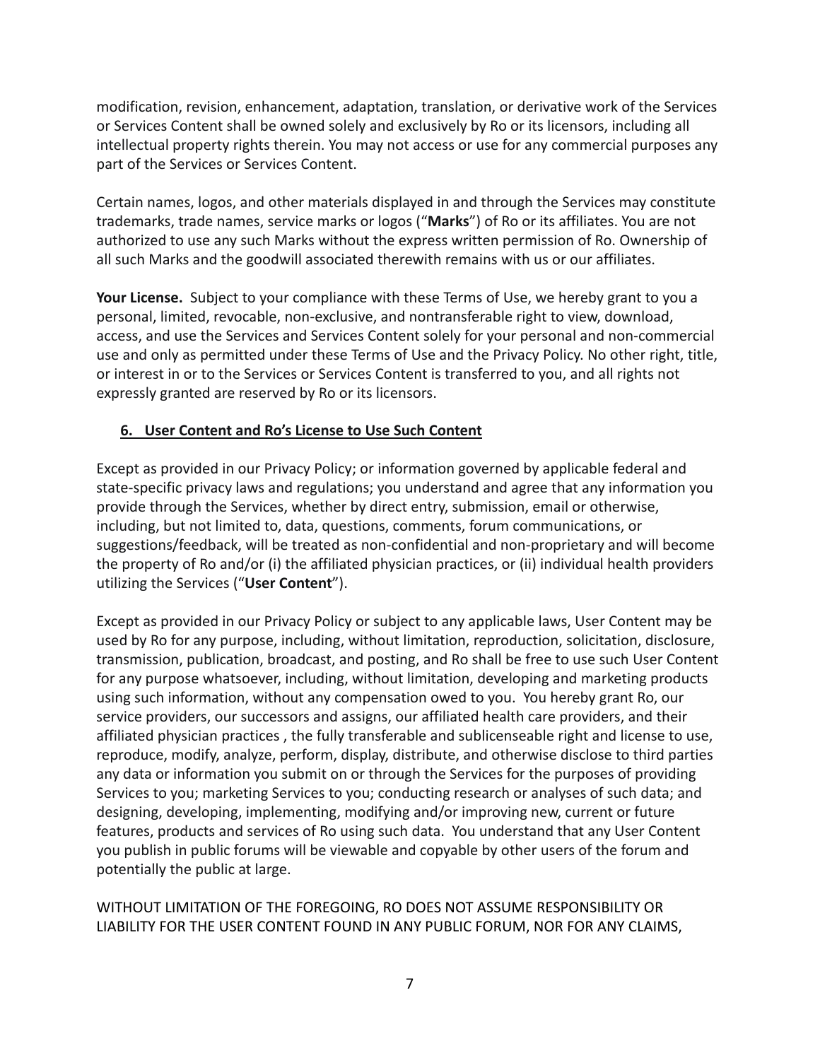modification, revision, enhancement, adaptation, translation, or derivative work of the Services or Services Content shall be owned solely and exclusively by Ro or its licensors, including all intellectual property rights therein. You may not access or use for any commercial purposes any part of the Services or Services Content.

Certain names, logos, and other materials displayed in and through the Services may constitute trademarks, trade names, service marks or logos ("**Marks**") of Ro or its affiliates. You are not authorized to use any such Marks without the express written permission of Ro. Ownership of all such Marks and the goodwill associated therewith remains with us or our affiliates.

**Your License.** Subject to your compliance with these Terms of Use, we hereby grant to you a personal, limited, revocable, non-exclusive, and nontransferable right to view, download, access, and use the Services and Services Content solely for your personal and non-commercial use and only as permitted under these Terms of Use and the Privacy Policy. No other right, title, or interest in or to the Services or Services Content is transferred to you, and all rights not expressly granted are reserved by Ro or its licensors.

## 6. User Content and Ro's License to Use Such Content

Except as provided in our Privacy Policy; or information governed by applicable federal and state-specific privacy laws and regulations; you understand and agree that any information you provide through the Services, whether by direct entry, submission, email or otherwise, including, but not limited to, data, questions, comments, forum communications, or suggestions/feedback, will be treated as non-confidential and non-proprietary and will become the property of Ro and/or (i) the affiliated physician practices, or (ii) individual health providers utilizing the Services ("**User Content**").

Except as provided in our Privacy Policy or subject to any applicable laws, User Content may be used by Ro for any purpose, including, without limitation, reproduction, solicitation, disclosure, transmission, publication, broadcast, and posting, and Ro shall be free to use such User Content for any purpose whatsoever, including, without limitation, developing and marketing products using such information, without any compensation owed to you. You hereby grant Ro, our service providers, our successors and assigns, our affiliated health care providers, and their affiliated physician practices , the fully transferable and sublicenseable right and license to use, reproduce, modify, analyze, perform, display, distribute, and otherwise disclose to third parties any data or information you submit on or through the Services for the purposes of providing Services to you; marketing Services to you; conducting research or analyses of such data; and designing, developing, implementing, modifying and/or improving new, current or future features, products and services of Ro using such data. You understand that any User Content you publish in public forums will be viewable and copyable by other users of the forum and potentially the public at large.

WITHOUT LIMITATION OF THE FOREGOING, RO DOES NOT ASSUME RESPONSIBILITY OR LIABILITY FOR THE USER CONTENT FOUND IN ANY PUBLIC FORUM, NOR FOR ANY CLAIMS,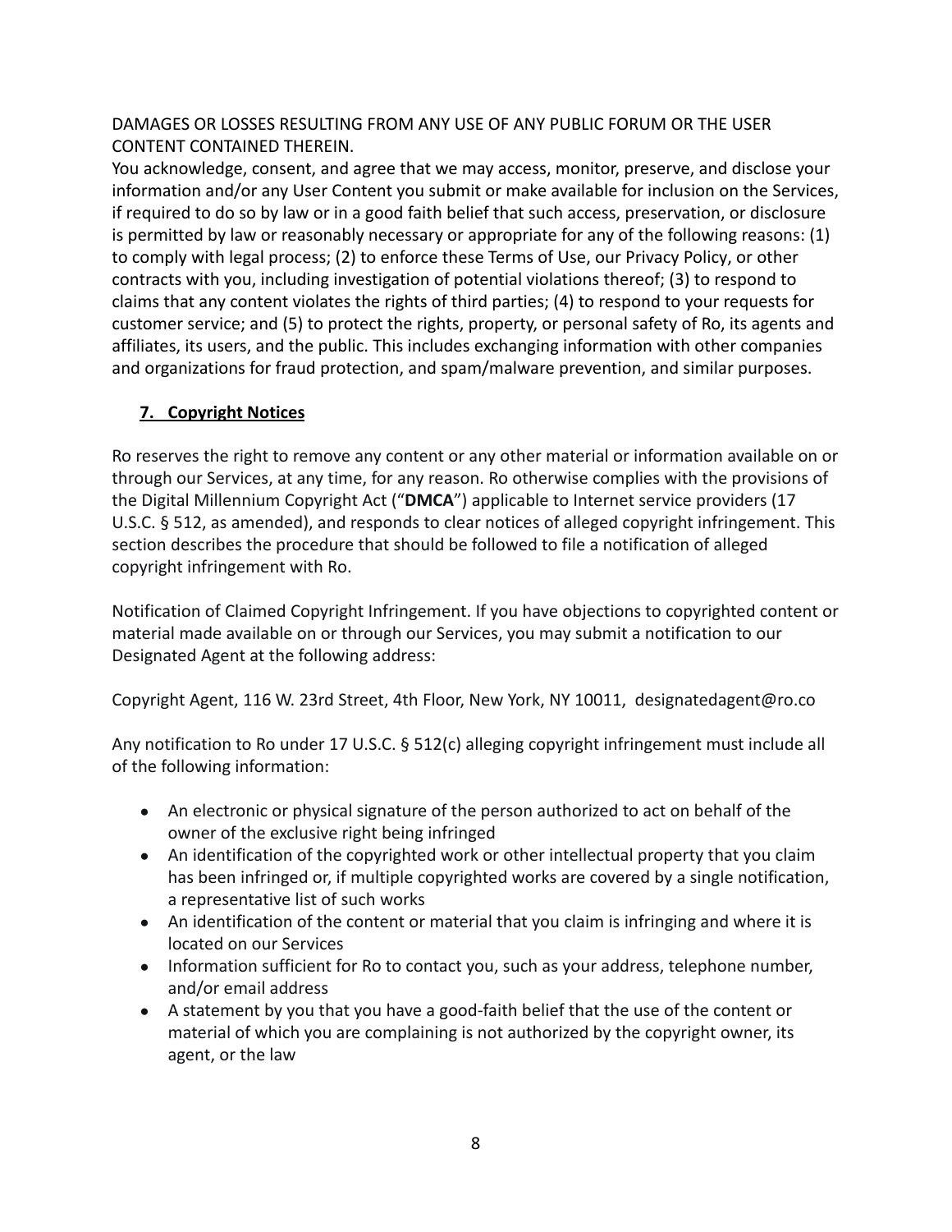DAMAGES OR LOSSES RESULTING FROM ANY USE OF ANY PUBLIC FORUM OR THE USER CONTENT CONTAINED THEREIN.

You acknowledge, consent, and agree that we may access, monitor, preserve, and disclose your information and/or any User Content you submit or make available for inclusion on the Services, if required to do so by law or in a good faith belief that such access, preservation, or disclosure is permitted by law or reasonably necessary or appropriate for any of the following reasons: (1) to comply with legal process; (2) to enforce these Terms of Use, our Privacy Policy, or other contracts with you, including investigation of potential violations thereof; (3) to respond to claims that any content violates the rights of third parties; (4) to respond to your requests for customer service; and (5) to protect the rights, property, or personal safety of Ro, its agents and affiliates, its users, and the public. This includes exchanging information with other companies and organizations for fraud protection, and spam/malware prevention, and similar purposes.

## 7. Copyright Notices

Ro reserves the right to remove any content or any other material or information available on or through our Services, at any time, for any reason. Ro otherwise complies with the provisions of the Digital Millennium Copyright Act ("**DMCA**") applicable to Internet service providers (17 U.S.C. § 512, as amended), and responds to clear notices of alleged copyright infringement. This section describes the procedure that should be followed to file a notification of alleged copyright infringement with Ro.

Notification of Claimed Copyright Infringement. If you have objections to copyrighted content or material made available on or through our Services, you may submit a notification to our Designated Agent at the following address:

Copyright Agent, 116 W. 23rd Street, 4th Floor, New York, NY 10011, designatedagent@ro.co

Any notification to Ro under 17 U.S.C. § 512(c) alleging copyright infringement must include all of the following information:

- An electronic or physical signature of the person authorized to act on behalf of the owner of the exclusive right being infringed
- An identification of the copyrighted work or other intellectual property that you claim has been infringed or, if multiple copyrighted works are covered by a single notification, a representative list of such works
- An identification of the content or material that you claim is infringing and where it is located on our Services
- Information sufficient for Ro to contact you, such as your address, telephone number, and/or email address
- A statement by you that you have a good-faith belief that the use of the content or material of which you are complaining is not authorized by the copyright owner, its agent, or the law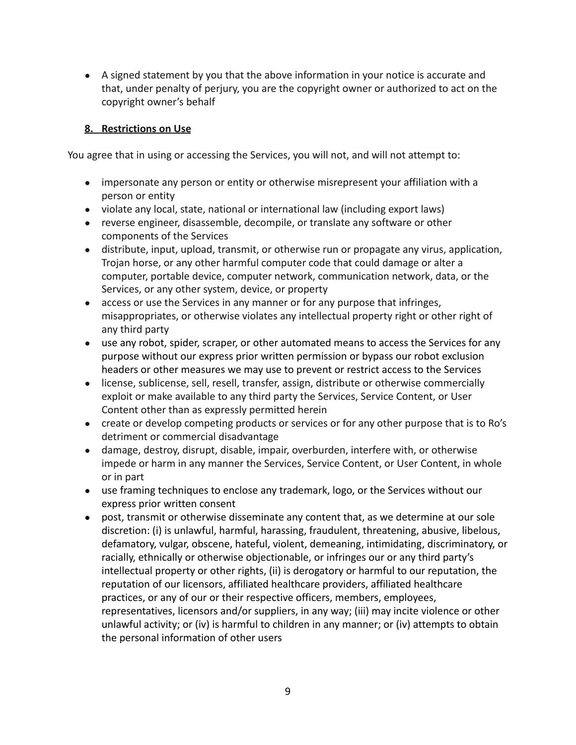- A signed statement by you that the above information in your notice is accurate and that, under penalty of perjury, you are the copyright owner or authorized to act on the copyright owner's behalf

## 8. Restrictions on Use

You agree that in using or accessing the Services, you will not, and will not attempt to:

- impersonate any person or entity or otherwise misrepresent your affiliation with a person or entity
- violate any local, state, national or international law (including export laws)
- reverse engineer, disassemble, decompile, or translate any software or other components of the Services
- distribute, input, upload, transmit, or otherwise run or propagate any virus, application, Trojan horse, or any other harmful computer code that could damage or alter a computer, portable device, computer network, communication network, data, or the Services, or any other system, device, or property
- access or use the Services in any manner or for any purpose that infringes, misappropriates, or otherwise violates any intellectual property right or other right of any third party
- use any robot, spider, scraper, or other automated means to access the Services for any purpose without our express prior written permission or bypass our robot exclusion headers or other measures we may use to prevent or restrict access to the Services
- license, sublicense, sell, resell, transfer, assign, distribute or otherwise commercially exploit or make available to any third party the Services, Service Content, or User Content other than as expressly permitted herein
- create or develop competing products or services or for any other purpose that is to Ro's detriment or commercial disadvantage
- damage, destroy, disrupt, disable, impair, overburden, interfere with, or otherwise impede or harm in any manner the Services, Service Content, or User Content, in whole or in part
- use framing techniques to enclose any trademark, logo, or the Services without our express prior written consent
- post, transmit or otherwise disseminate any content that, as we determine at our sole discretion: (i) is unlawful, harmful, harassing, fraudulent, threatening, abusive, libelous, defamatory, vulgar, obscene, hateful, violent, demeaning, intimidating, discriminatory, or racially, ethnically or otherwise objectionable, or infringes our or any third party's intellectual property or other rights, (ii) is derogatory or harmful to our reputation, the reputation of our licensors, affiliated healthcare providers, affiliated healthcare practices, or any of our or their respective officers, members, employees, representatives, licensors and/or suppliers, in any way; (iii) may incite violence or other unlawful activity; or (iv) is harmful to children in any manner; or (iv) attempts to obtain the personal information of other users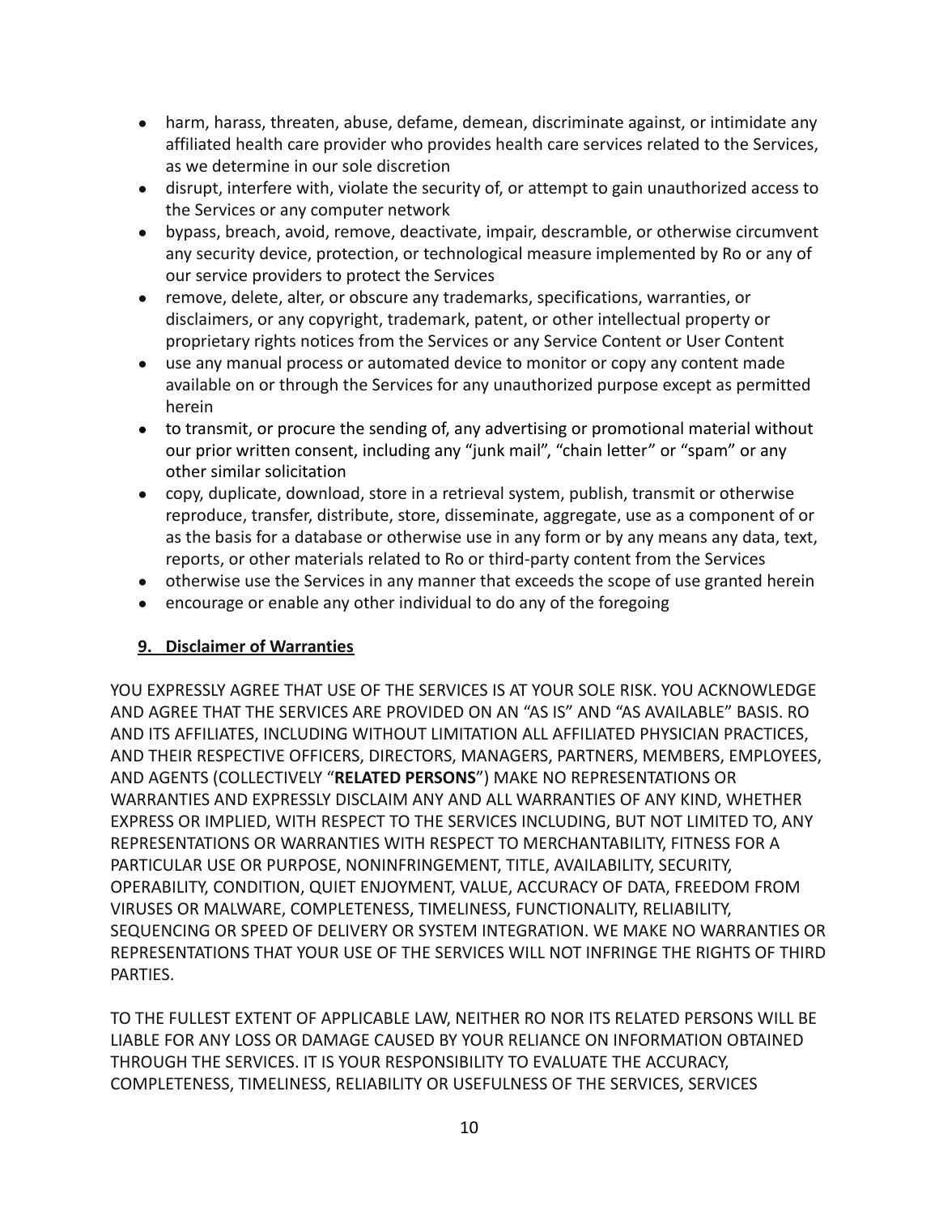- harm, harass, threaten, abuse, defame, demean, discriminate against, or intimidate any affiliated health care provider who provides health care services related to the Services, as we determine in our sole discretion
- disrupt, interfere with, violate the security of, or attempt to gain unauthorized access to the Services or any computer network
- bypass, breach, avoid, remove, deactivate, impair, descramble, or otherwise circumvent any security device, protection, or technological measure implemented by Ro or any of our service providers to protect the Services
- remove, delete, alter, or obscure any trademarks, specifications, warranties, or disclaimers, or any copyright, trademark, patent, or other intellectual property or proprietary rights notices from the Services or any Service Content or User Content
- use any manual process or automated device to monitor or copy any content made available on or through the Services for any unauthorized purpose except as permitted herein
- to transmit, or procure the sending of, any advertising or promotional material without our prior written consent, including any "junk mail", "chain letter" or "spam" or any other similar solicitation
- copy, duplicate, download, store in a retrieval system, publish, transmit or otherwise reproduce, transfer, distribute, store, disseminate, aggregate, use as a component of or as the basis for a database or otherwise use in any form or by any means any data, text, reports, or other materials related to Ro or third-party content from the Services
- otherwise use the Services in any manner that exceeds the scope of use granted herein
- encourage or enable any other individual to do any of the foregoing

## 9. Disclaimer of Warranties

YOU EXPRESSLY AGREE THAT USE OF THE SERVICES IS AT YOUR SOLE RISK. YOU ACKNOWLEDGE AND AGREE THAT THE SERVICES ARE PROVIDED ON AN "AS IS" AND "AS AVAILABLE" BASIS. RO AND ITS AFFILIATES, INCLUDING WITHOUT LIMITATION ALL AFFILIATED PHYSICIAN PRACTICES, AND THEIR RESPECTIVE OFFICERS, DIRECTORS, MANAGERS, PARTNERS, MEMBERS, EMPLOYEES, AND AGENTS (COLLECTIVELY "**RELATED PERSONS**") MAKE NO REPRESENTATIONS OR WARRANTIES AND EXPRESSLY DISCLAIM ANY AND ALL WARRANTIES OF ANY KIND, WHETHER EXPRESS OR IMPLIED, WITH RESPECT TO THE SERVICES INCLUDING, BUT NOT LIMITED TO, ANY REPRESENTATIONS OR WARRANTIES WITH RESPECT TO MERCHANTABILITY, FITNESS FOR A PARTICULAR USE OR PURPOSE, NONINFRINGEMENT, TITLE, AVAILABILITY, SECURITY, OPERABILITY, CONDITION, QUIET ENJOYMENT, VALUE, ACCURACY OF DATA, FREEDOM FROM VIRUSES OR MALWARE, COMPLETENESS, TIMELINESS, FUNCTIONALITY, RELIABILITY, SEQUENCING OR SPEED OF DELIVERY OR SYSTEM INTEGRATION. WE MAKE NO WARRANTIES OR REPRESENTATIONS THAT YOUR USE OF THE SERVICES WILL NOT INFRINGE THE RIGHTS OF THIRD PARTIES.

TO THE FULLEST EXTENT OF APPLICABLE LAW, NEITHER RO NOR ITS RELATED PERSONS WILL BE LIABLE FOR ANY LOSS OR DAMAGE CAUSED BY YOUR RELIANCE ON INFORMATION OBTAINED THROUGH THE SERVICES. IT IS YOUR RESPONSIBILITY TO EVALUATE THE ACCURACY, COMPLETENESS, TIMELINESS, RELIABILITY OR USEFULNESS OF THE SERVICES, SERVICES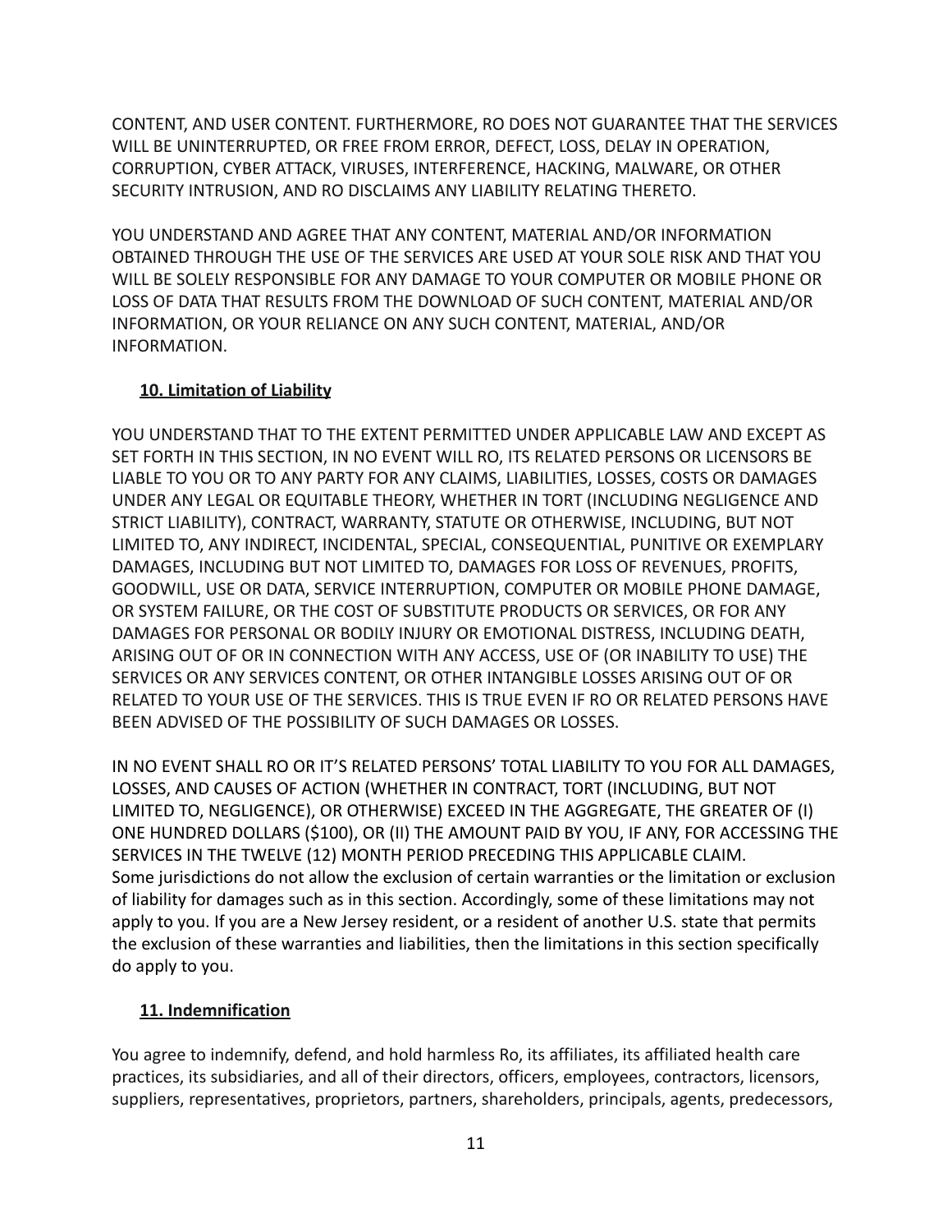CONTENT, AND USER CONTENT. FURTHERMORE, RO DOES NOT GUARANTEE THAT THE SERVICES WILL BE UNINTERRUPTED, OR FREE FROM ERROR, DEFECT, LOSS, DELAY IN OPERATION, CORRUPTION, CYBER ATTACK, VIRUSES, INTERFERENCE, HACKING, MALWARE, OR OTHER SECURITY INTRUSION, AND RO DISCLAIMS ANY LIABILITY RELATING THERETO.

YOU UNDERSTAND AND AGREE THAT ANY CONTENT, MATERIAL AND/OR INFORMATION OBTAINED THROUGH THE USE OF THE SERVICES ARE USED AT YOUR SOLE RISK AND THAT YOU WILL BE SOLELY RESPONSIBLE FOR ANY DAMAGE TO YOUR COMPUTER OR MOBILE PHONE OR LOSS OF DATA THAT RESULTS FROM THE DOWNLOAD OF SUCH CONTENT, MATERIAL AND/OR INFORMATION, OR YOUR RELIANCE ON ANY SUCH CONTENT, MATERIAL, AND/OR INFORMATION.

## 10. Limitation of Liability

YOU UNDERSTAND THAT TO THE EXTENT PERMITTED UNDER APPLICABLE LAW AND EXCEPT AS SET FORTH IN THIS SECTION, IN NO EVENT WILL RO, ITS RELATED PERSONS OR LICENSORS BE LIABLE TO YOU OR TO ANY PARTY FOR ANY CLAIMS, LIABILITIES, LOSSES, COSTS OR DAMAGES UNDER ANY LEGAL OR EQUITABLE THEORY, WHETHER IN TORT (INCLUDING NEGLIGENCE AND STRICT LIABILITY), CONTRACT, WARRANTY, STATUTE OR OTHERWISE, INCLUDING, BUT NOT LIMITED TO, ANY INDIRECT, INCIDENTAL, SPECIAL, CONSEQUENTIAL, PUNITIVE OR EXEMPLARY DAMAGES, INCLUDING BUT NOT LIMITED TO, DAMAGES FOR LOSS OF REVENUES, PROFITS, GOODWILL, USE OR DATA, SERVICE INTERRUPTION, COMPUTER OR MOBILE PHONE DAMAGE, OR SYSTEM FAILURE, OR THE COST OF SUBSTITUTE PRODUCTS OR SERVICES, OR FOR ANY DAMAGES FOR PERSONAL OR BODILY INJURY OR EMOTIONAL DISTRESS, INCLUDING DEATH, ARISING OUT OF OR IN CONNECTION WITH ANY ACCESS, USE OF (OR INABILITY TO USE) THE SERVICES OR ANY SERVICES CONTENT, OR OTHER INTANGIBLE LOSSES ARISING OUT OF OR RELATED TO YOUR USE OF THE SERVICES. THIS IS TRUE EVEN IF RO OR RELATED PERSONS HAVE BEEN ADVISED OF THE POSSIBILITY OF SUCH DAMAGES OR LOSSES.

IN NO EVENT SHALL RO OR IT'S RELATED PERSONS' TOTAL LIABILITY TO YOU FOR ALL DAMAGES, LOSSES, AND CAUSES OF ACTION (WHETHER IN CONTRACT, TORT (INCLUDING, BUT NOT LIMITED TO, NEGLIGENCE), OR OTHERWISE) EXCEED IN THE AGGREGATE, THE GREATER OF (I) ONE HUNDRED DOLLARS ($100), OR (II) THE AMOUNT PAID BY YOU, IF ANY, FOR ACCESSING THE SERVICES IN THE TWELVE (12) MONTH PERIOD PRECEDING THIS APPLICABLE CLAIM.
Some jurisdictions do not allow the exclusion of certain warranties or the limitation or exclusion of liability for damages such as in this section. Accordingly, some of these limitations may not apply to you. If you are a New Jersey resident, or a resident of another U.S. state that permits the exclusion of these warranties and liabilities, then the limitations in this section specifically do apply to you.

## 11. Indemnification

You agree to indemnify, defend, and hold harmless Ro, its affiliates, its affiliated health care practices, its subsidiaries, and all of their directors, officers, employees, contractors, licensors, suppliers, representatives, proprietors, partners, shareholders, principals, agents, predecessors,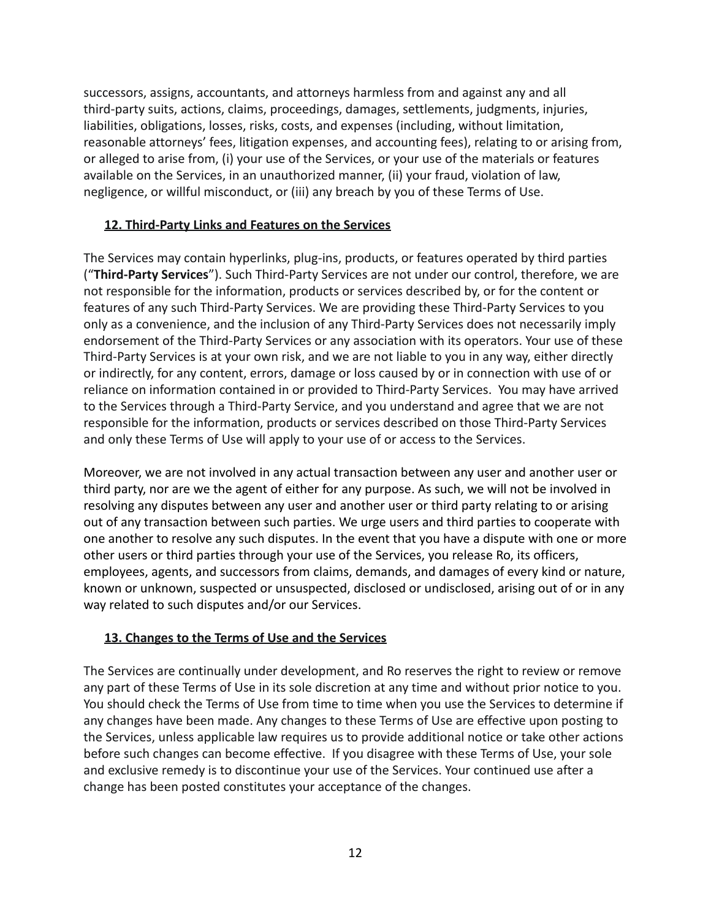successors, assigns, accountants, and attorneys harmless from and against any and all third-party suits, actions, claims, proceedings, damages, settlements, judgments, injuries, liabilities, obligations, losses, risks, costs, and expenses (including, without limitation, reasonable attorneys' fees, litigation expenses, and accounting fees), relating to or arising from, or alleged to arise from, (i) your use of the Services, or your use of the materials or features available on the Services, in an unauthorized manner, (ii) your fraud, violation of law, negligence, or willful misconduct, or (iii) any breach by you of these Terms of Use.

## 12. Third-Party Links and Features on the Services

The Services may contain hyperlinks, plug-ins, products, or features operated by third parties ("**Third-Party Services**"). Such Third-Party Services are not under our control, therefore, we are not responsible for the information, products or services described by, or for the content or features of any such Third-Party Services. We are providing these Third-Party Services to you only as a convenience, and the inclusion of any Third-Party Services does not necessarily imply endorsement of the Third-Party Services or any association with its operators. Your use of these Third-Party Services is at your own risk, and we are not liable to you in any way, either directly or indirectly, for any content, errors, damage or loss caused by or in connection with use of or reliance on information contained in or provided to Third-Party Services. You may have arrived to the Services through a Third-Party Service, and you understand and agree that we are not responsible for the information, products or services described on those Third-Party Services and only these Terms of Use will apply to your use of or access to the Services.

Moreover, we are not involved in any actual transaction between any user and another user or third party, nor are we the agent of either for any purpose. As such, we will not be involved in resolving any disputes between any user and another user or third party relating to or arising out of any transaction between such parties. We urge users and third parties to cooperate with one another to resolve any such disputes. In the event that you have a dispute with one or more other users or third parties through your use of the Services, you release Ro, its officers, employees, agents, and successors from claims, demands, and damages of every kind or nature, known or unknown, suspected or unsuspected, disclosed or undisclosed, arising out of or in any way related to such disputes and/or our Services.

## 13. Changes to the Terms of Use and the Services

The Services are continually under development, and Ro reserves the right to review or remove any part of these Terms of Use in its sole discretion at any time and without prior notice to you. You should check the Terms of Use from time to time when you use the Services to determine if any changes have been made. Any changes to these Terms of Use are effective upon posting to the Services, unless applicable law requires us to provide additional notice or take other actions before such changes can become effective. If you disagree with these Terms of Use, your sole and exclusive remedy is to discontinue your use of the Services. Your continued use after a change has been posted constitutes your acceptance of the changes.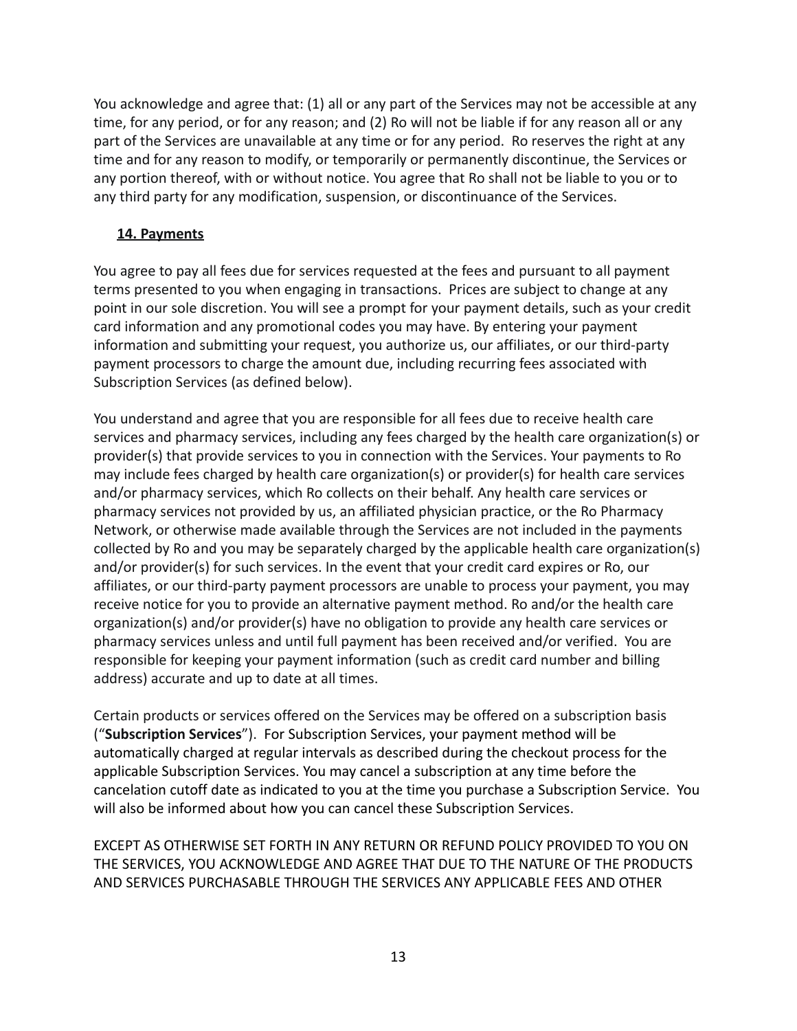You acknowledge and agree that: (1) all or any part of the Services may not be accessible at any time, for any period, or for any reason; and (2) Ro will not be liable if for any reason all or any part of the Services are unavailable at any time or for any period. Ro reserves the right at any time and for any reason to modify, or temporarily or permanently discontinue, the Services or any portion thereof, with or without notice. You agree that Ro shall not be liable to you or to any third party for any modification, suspension, or discontinuance of the Services.

## 14. Payments

You agree to pay all fees due for services requested at the fees and pursuant to all payment terms presented to you when engaging in transactions. Prices are subject to change at any point in our sole discretion. You will see a prompt for your payment details, such as your credit card information and any promotional codes you may have. By entering your payment information and submitting your request, you authorize us, our affiliates, or our third-party payment processors to charge the amount due, including recurring fees associated with Subscription Services (as defined below).

You understand and agree that you are responsible for all fees due to receive health care services and pharmacy services, including any fees charged by the health care organization(s) or provider(s) that provide services to you in connection with the Services. Your payments to Ro may include fees charged by health care organization(s) or provider(s) for health care services and/or pharmacy services, which Ro collects on their behalf. Any health care services or pharmacy services not provided by us, an affiliated physician practice, or the Ro Pharmacy Network, or otherwise made available through the Services are not included in the payments collected by Ro and you may be separately charged by the applicable health care organization(s) and/or provider(s) for such services. In the event that your credit card expires or Ro, our affiliates, or our third-party payment processors are unable to process your payment, you may receive notice for you to provide an alternative payment method. Ro and/or the health care organization(s) and/or provider(s) have no obligation to provide any health care services or pharmacy services unless and until full payment has been received and/or verified. You are responsible for keeping your payment information (such as credit card number and billing address) accurate and up to date at all times.

Certain products or services offered on the Services may be offered on a subscription basis ("**Subscription Services**"). For Subscription Services, your payment method will be automatically charged at regular intervals as described during the checkout process for the applicable Subscription Services. You may cancel a subscription at any time before the cancelation cutoff date as indicated to you at the time you purchase a Subscription Service. You will also be informed about how you can cancel these Subscription Services.

EXCEPT AS OTHERWISE SET FORTH IN ANY RETURN OR REFUND POLICY PROVIDED TO YOU ON THE SERVICES, YOU ACKNOWLEDGE AND AGREE THAT DUE TO THE NATURE OF THE PRODUCTS AND SERVICES PURCHASABLE THROUGH THE SERVICES ANY APPLICABLE FEES AND OTHER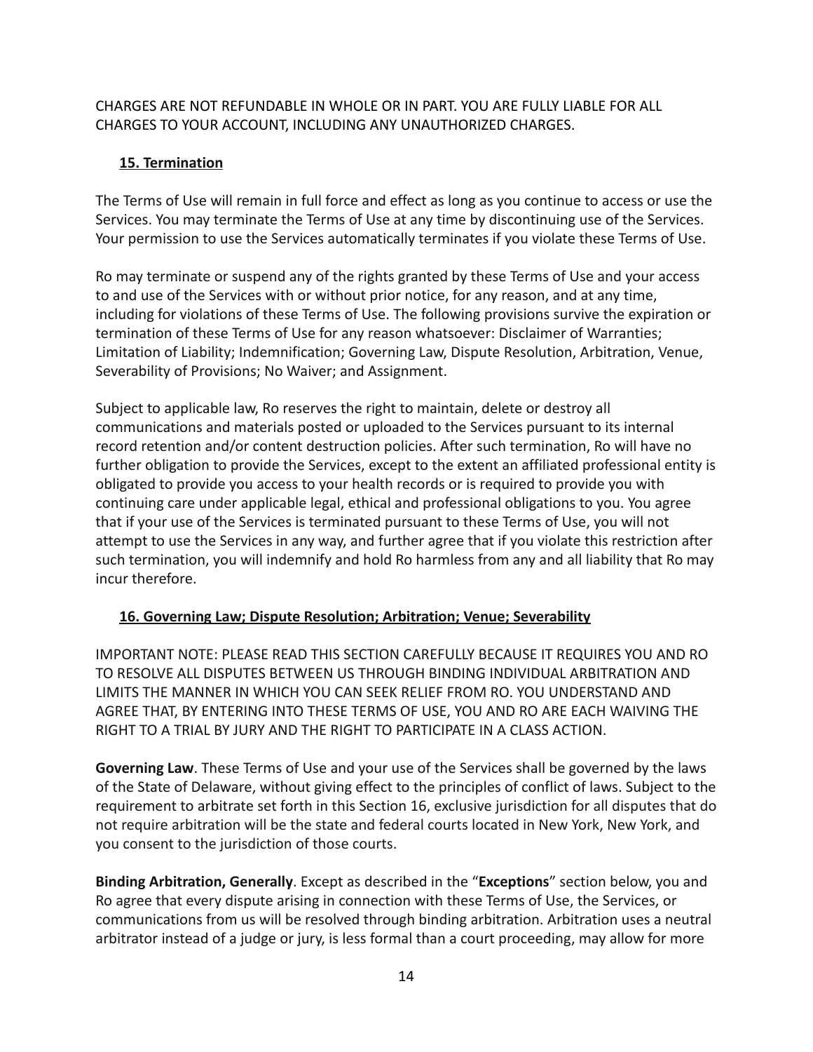CHARGES ARE NOT REFUNDABLE IN WHOLE OR IN PART. YOU ARE FULLY LIABLE FOR ALL CHARGES TO YOUR ACCOUNT, INCLUDING ANY UNAUTHORIZED CHARGES.

## 15. Termination

The Terms of Use will remain in full force and effect as long as you continue to access or use the Services. You may terminate the Terms of Use at any time by discontinuing use of the Services. Your permission to use the Services automatically terminates if you violate these Terms of Use.

Ro may terminate or suspend any of the rights granted by these Terms of Use and your access to and use of the Services with or without prior notice, for any reason, and at any time, including for violations of these Terms of Use. The following provisions survive the expiration or termination of these Terms of Use for any reason whatsoever: Disclaimer of Warranties; Limitation of Liability; Indemnification; Governing Law, Dispute Resolution, Arbitration, Venue, Severability of Provisions; No Waiver; and Assignment.

Subject to applicable law, Ro reserves the right to maintain, delete or destroy all communications and materials posted or uploaded to the Services pursuant to its internal record retention and/or content destruction policies. After such termination, Ro will have no further obligation to provide the Services, except to the extent an affiliated professional entity is obligated to provide you access to your health records or is required to provide you with continuing care under applicable legal, ethical and professional obligations to you. You agree that if your use of the Services is terminated pursuant to these Terms of Use, you will not attempt to use the Services in any way, and further agree that if you violate this restriction after such termination, you will indemnify and hold Ro harmless from any and all liability that Ro may incur therefore.

## 16. Governing Law; Dispute Resolution; Arbitration; Venue; Severability

IMPORTANT NOTE: PLEASE READ THIS SECTION CAREFULLY BECAUSE IT REQUIRES YOU AND RO TO RESOLVE ALL DISPUTES BETWEEN US THROUGH BINDING INDIVIDUAL ARBITRATION AND LIMITS THE MANNER IN WHICH YOU CAN SEEK RELIEF FROM RO. YOU UNDERSTAND AND AGREE THAT, BY ENTERING INTO THESE TERMS OF USE, YOU AND RO ARE EACH WAIVING THE RIGHT TO A TRIAL BY JURY AND THE RIGHT TO PARTICIPATE IN A CLASS ACTION.

**Governing Law**. These Terms of Use and your use of the Services shall be governed by the laws of the State of Delaware, without giving effect to the principles of conflict of laws. Subject to the requirement to arbitrate set forth in this Section 16, exclusive jurisdiction for all disputes that do not require arbitration will be the state and federal courts located in New York, New York, and you consent to the jurisdiction of those courts.

**Binding Arbitration, Generally**. Except as described in the "**Exceptions**" section below, you and Ro agree that every dispute arising in connection with these Terms of Use, the Services, or communications from us will be resolved through binding arbitration. Arbitration uses a neutral arbitrator instead of a judge or jury, is less formal than a court proceeding, may allow for more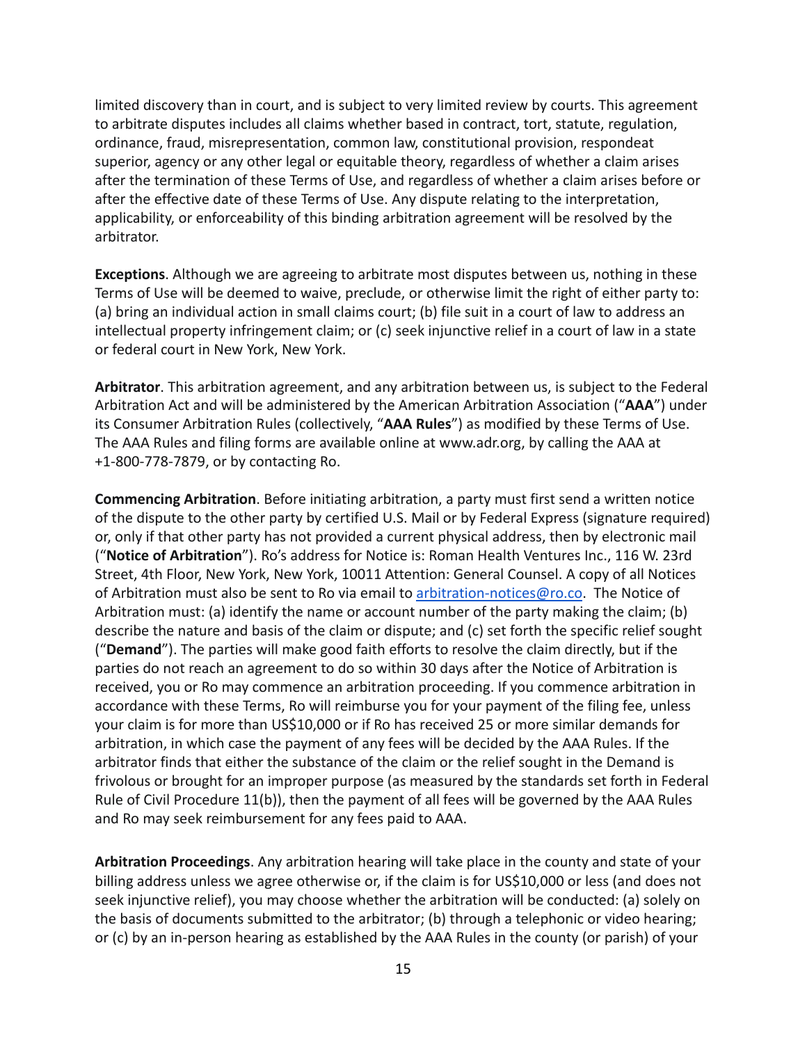limited discovery than in court, and is subject to very limited review by courts. This agreement to arbitrate disputes includes all claims whether based in contract, tort, statute, regulation, ordinance, fraud, misrepresentation, common law, constitutional provision, respondeat superior, agency or any other legal or equitable theory, regardless of whether a claim arises after the termination of these Terms of Use, and regardless of whether a claim arises before or after the effective date of these Terms of Use. Any dispute relating to the interpretation, applicability, or enforceability of this binding arbitration agreement will be resolved by the arbitrator.

**Exceptions**. Although we are agreeing to arbitrate most disputes between us, nothing in these Terms of Use will be deemed to waive, preclude, or otherwise limit the right of either party to: (a) bring an individual action in small claims court; (b) file suit in a court of law to address an intellectual property infringement claim; or (c) seek injunctive relief in a court of law in a state or federal court in New York, New York.

**Arbitrator**. This arbitration agreement, and any arbitration between us, is subject to the Federal Arbitration Act and will be administered by the American Arbitration Association ("**AAA**") under its Consumer Arbitration Rules (collectively, "**AAA Rules**") as modified by these Terms of Use. The AAA Rules and filing forms are available online at www.adr.org, by calling the AAA at +1-800-778-7879, or by contacting Ro.

**Commencing Arbitration**. Before initiating arbitration, a party must first send a written notice of the dispute to the other party by certified U.S. Mail or by Federal Express (signature required) or, only if that other party has not provided a current physical address, then by electronic mail ("**Notice of Arbitration**"). Ro's address for Notice is: Roman Health Ventures Inc., 116 W. 23rd Street, 4th Floor, New York, New York, 10011 Attention: General Counsel. A copy of all Notices of Arbitration must also be sent to Ro via email to [arbitration-notices@ro.co](mailto:arbitration-notices@ro.co). The Notice of Arbitration must: (a) identify the name or account number of the party making the claim; (b) describe the nature and basis of the claim or dispute; and (c) set forth the specific relief sought ("**Demand**"). The parties will make good faith efforts to resolve the claim directly, but if the parties do not reach an agreement to do so within 30 days after the Notice of Arbitration is received, you or Ro may commence an arbitration proceeding. If you commence arbitration in accordance with these Terms, Ro will reimburse you for your payment of the filing fee, unless your claim is for more than US$10,000 or if Ro has received 25 or more similar demands for arbitration, in which case the payment of any fees will be decided by the AAA Rules. If the arbitrator finds that either the substance of the claim or the relief sought in the Demand is frivolous or brought for an improper purpose (as measured by the standards set forth in Federal Rule of Civil Procedure 11(b)), then the payment of all fees will be governed by the AAA Rules and Ro may seek reimbursement for any fees paid to AAA.

**Arbitration Proceedings**. Any arbitration hearing will take place in the county and state of your billing address unless we agree otherwise or, if the claim is for US$10,000 or less (and does not seek injunctive relief), you may choose whether the arbitration will be conducted: (a) solely on the basis of documents submitted to the arbitrator; (b) through a telephonic or video hearing; or (c) by an in-person hearing as established by the AAA Rules in the county (or parish) of your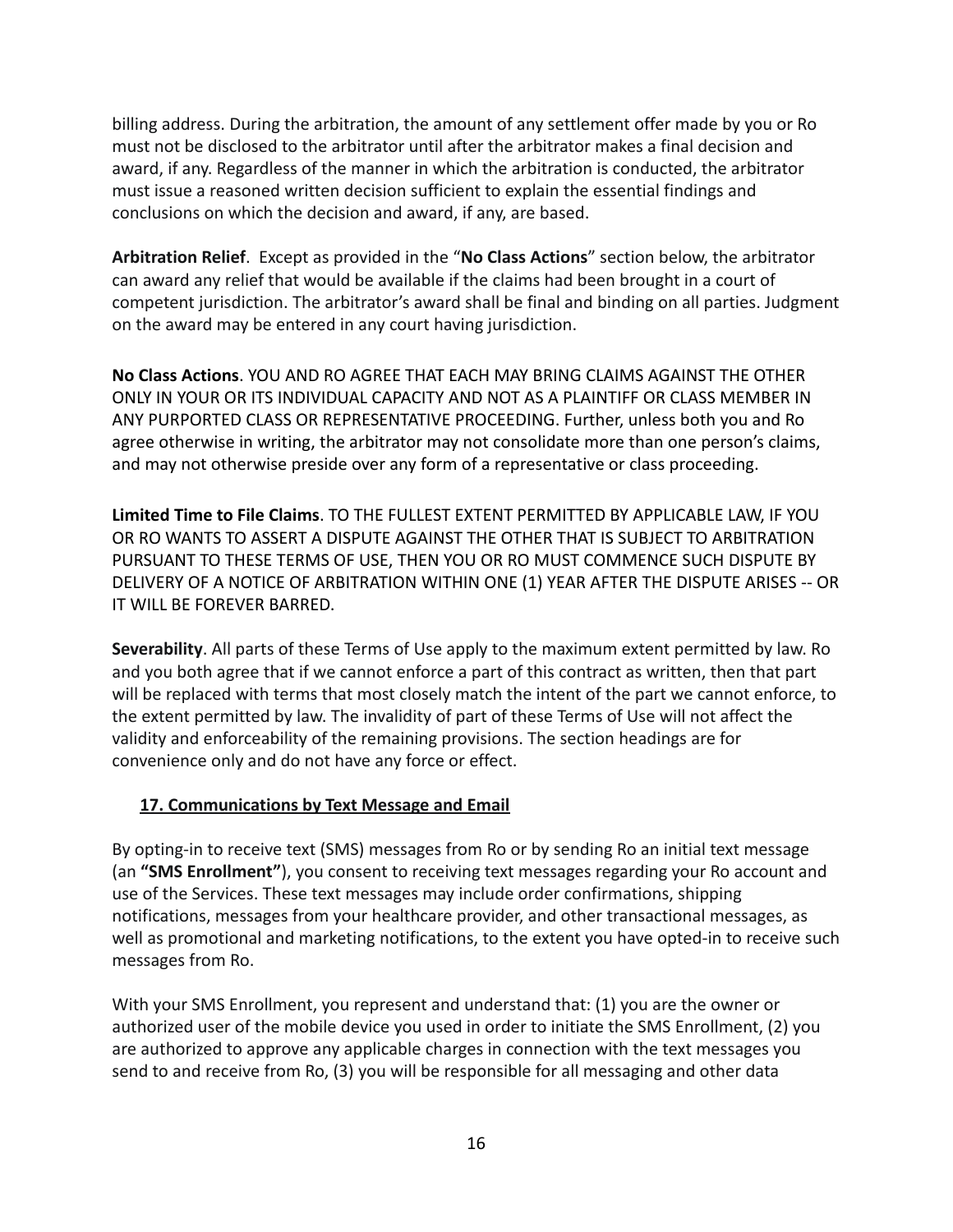billing address. During the arbitration, the amount of any settlement offer made by you or Ro must not be disclosed to the arbitrator until after the arbitrator makes a final decision and award, if any. Regardless of the manner in which the arbitration is conducted, the arbitrator must issue a reasoned written decision sufficient to explain the essential findings and conclusions on which the decision and award, if any, are based.

**Arbitration Relief**. Except as provided in the "**No Class Actions**" section below, the arbitrator can award any relief that would be available if the claims had been brought in a court of competent jurisdiction. The arbitrator's award shall be final and binding on all parties. Judgment on the award may be entered in any court having jurisdiction.

**No Class Actions**. YOU AND RO AGREE THAT EACH MAY BRING CLAIMS AGAINST THE OTHER ONLY IN YOUR OR ITS INDIVIDUAL CAPACITY AND NOT AS A PLAINTIFF OR CLASS MEMBER IN ANY PURPORTED CLASS OR REPRESENTATIVE PROCEEDING. Further, unless both you and Ro agree otherwise in writing, the arbitrator may not consolidate more than one person's claims, and may not otherwise preside over any form of a representative or class proceeding.

**Limited Time to File Claims**. TO THE FULLEST EXTENT PERMITTED BY APPLICABLE LAW, IF YOU OR RO WANTS TO ASSERT A DISPUTE AGAINST THE OTHER THAT IS SUBJECT TO ARBITRATION PURSUANT TO THESE TERMS OF USE, THEN YOU OR RO MUST COMMENCE SUCH DISPUTE BY DELIVERY OF A NOTICE OF ARBITRATION WITHIN ONE (1) YEAR AFTER THE DISPUTE ARISES -- OR IT WILL BE FOREVER BARRED.

**Severability**. All parts of these Terms of Use apply to the maximum extent permitted by law. Ro and you both agree that if we cannot enforce a part of this contract as written, then that part will be replaced with terms that most closely match the intent of the part we cannot enforce, to the extent permitted by law. The invalidity of part of these Terms of Use will not affect the validity and enforceability of the remaining provisions. The section headings are for convenience only and do not have any force or effect.

## 17. Communications by Text Message and Email

By opting-in to receive text (SMS) messages from Ro or by sending Ro an initial text message (an **"SMS Enrollment"**), you consent to receiving text messages regarding your Ro account and use of the Services. These text messages may include order confirmations, shipping notifications, messages from your healthcare provider, and other transactional messages, as well as promotional and marketing notifications, to the extent you have opted-in to receive such messages from Ro.

With your SMS Enrollment, you represent and understand that: (1) you are the owner or authorized user of the mobile device you used in order to initiate the SMS Enrollment, (2) you are authorized to approve any applicable charges in connection with the text messages you send to and receive from Ro, (3) you will be responsible for all messaging and other data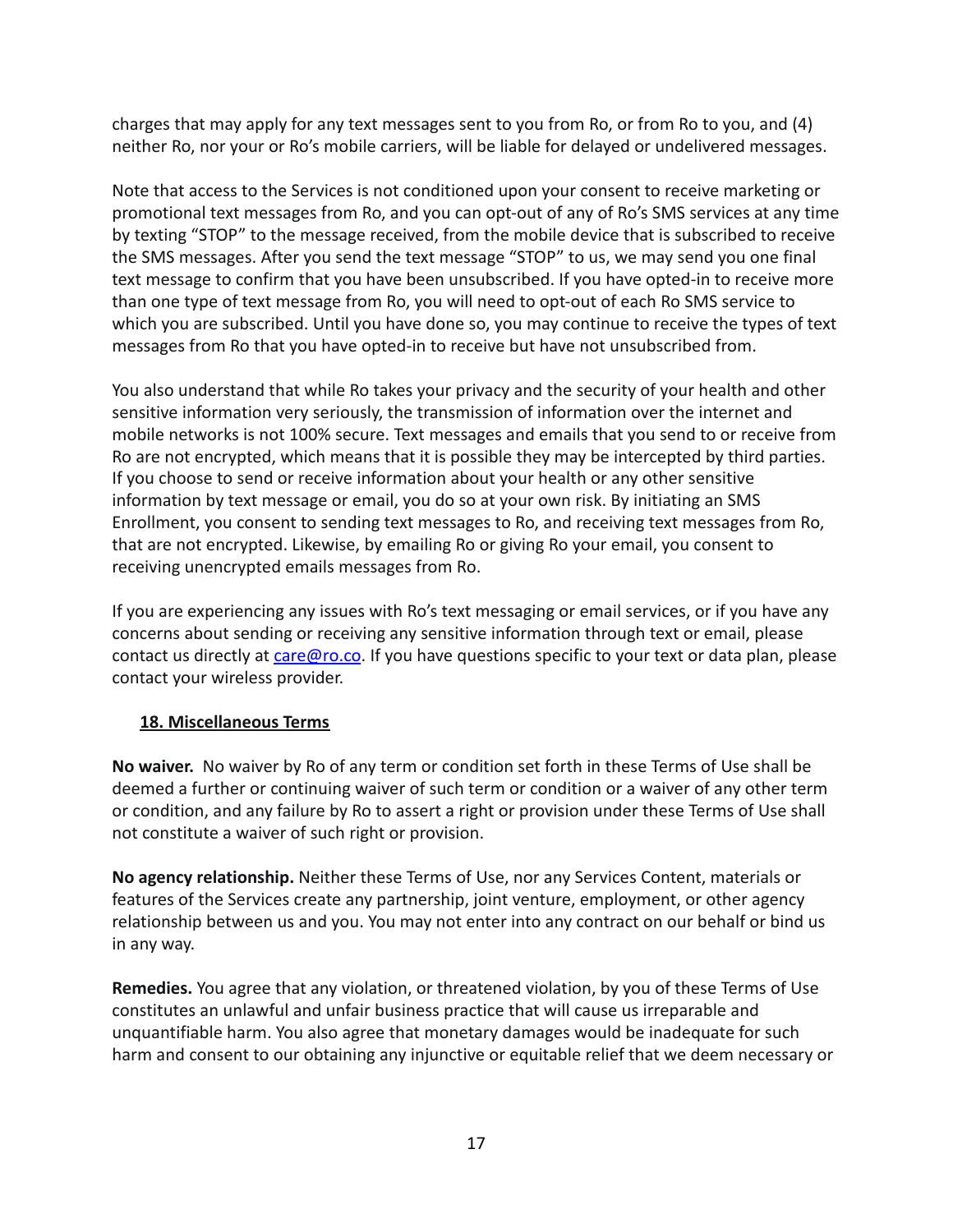charges that may apply for any text messages sent to you from Ro, or from Ro to you, and (4) neither Ro, nor your or Ro's mobile carriers, will be liable for delayed or undelivered messages.

Note that access to the Services is not conditioned upon your consent to receive marketing or promotional text messages from Ro, and you can opt-out of any of Ro's SMS services at any time by texting "STOP" to the message received, from the mobile device that is subscribed to receive the SMS messages. After you send the text message "STOP" to us, we may send you one final text message to confirm that you have been unsubscribed. If you have opted-in to receive more than one type of text message from Ro, you will need to opt-out of each Ro SMS service to which you are subscribed. Until you have done so, you may continue to receive the types of text messages from Ro that you have opted-in to receive but have not unsubscribed from.

You also understand that while Ro takes your privacy and the security of your health and other sensitive information very seriously, the transmission of information over the internet and mobile networks is not 100% secure. Text messages and emails that you send to or receive from Ro are not encrypted, which means that it is possible they may be intercepted by third parties. If you choose to send or receive information about your health or any other sensitive information by text message or email, you do so at your own risk. By initiating an SMS Enrollment, you consent to sending text messages to Ro, and receiving text messages from Ro, that are not encrypted. Likewise, by emailing Ro or giving Ro your email, you consent to receiving unencrypted emails messages from Ro.

If you are experiencing any issues with Ro's text messaging or email services, or if you have any concerns about sending or receiving any sensitive information through text or email, please contact us directly at [care@ro.co](mailto:care@ro.co). If you have questions specific to your text or data plan, please contact your wireless provider.

## 18. Miscellaneous Terms

**No waiver.** No waiver by Ro of any term or condition set forth in these Terms of Use shall be deemed a further or continuing waiver of such term or condition or a waiver of any other term or condition, and any failure by Ro to assert a right or provision under these Terms of Use shall not constitute a waiver of such right or provision.

**No agency relationship.** Neither these Terms of Use, nor any Services Content, materials or features of the Services create any partnership, joint venture, employment, or other agency relationship between us and you. You may not enter into any contract on our behalf or bind us in any way.

**Remedies.** You agree that any violation, or threatened violation, by you of these Terms of Use constitutes an unlawful and unfair business practice that will cause us irreparable and unquantifiable harm. You also agree that monetary damages would be inadequate for such harm and consent to our obtaining any injunctive or equitable relief that we deem necessary or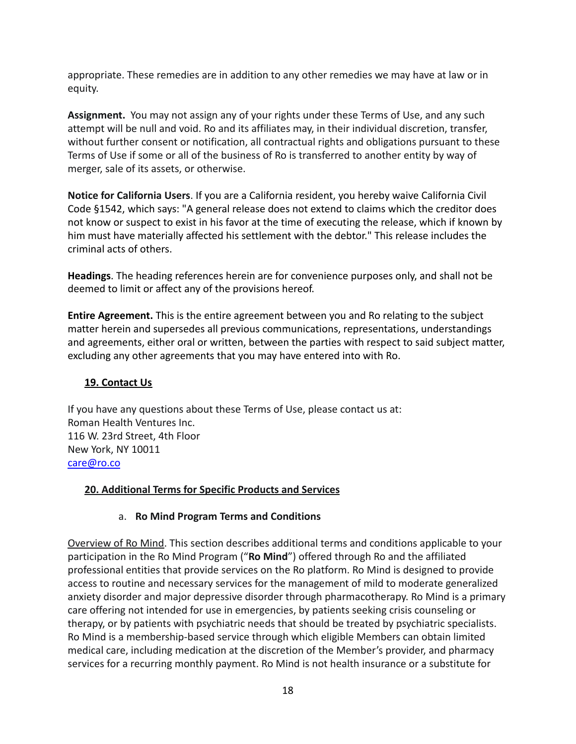appropriate. These remedies are in addition to any other remedies we may have at law or in equity.

**Assignment.** You may not assign any of your rights under these Terms of Use, and any such attempt will be null and void. Ro and its affiliates may, in their individual discretion, transfer, without further consent or notification, all contractual rights and obligations pursuant to these Terms of Use if some or all of the business of Ro is transferred to another entity by way of merger, sale of its assets, or otherwise.

**Notice for California Users**. If you are a California resident, you hereby waive California Civil Code §1542, which says: "A general release does not extend to claims which the creditor does not know or suspect to exist in his favor at the time of executing the release, which if known by him must have materially affected his settlement with the debtor." This release includes the criminal acts of others.

**Headings**. The heading references herein are for convenience purposes only, and shall not be deemed to limit or affect any of the provisions hereof.

**Entire Agreement.** This is the entire agreement between you and Ro relating to the subject matter herein and supersedes all previous communications, representations, understandings and agreements, either oral or written, between the parties with respect to said subject matter, excluding any other agreements that you may have entered into with Ro.

## 19. Contact Us

If you have any questions about these Terms of Use, please contact us at:
Roman Health Ventures Inc.
116 W. 23rd Street, 4th Floor
New York, NY 10011
care@ro.co

## 20. Additional Terms for Specific Products and Services

### a. Ro Mind Program Terms and Conditions

Overview of Ro Mind. This section describes additional terms and conditions applicable to your participation in the Ro Mind Program ("**Ro Mind**") offered through Ro and the affiliated professional entities that provide services on the Ro platform. Ro Mind is designed to provide access to routine and necessary services for the management of mild to moderate generalized anxiety disorder and major depressive disorder through pharmacotherapy. Ro Mind is a primary care offering not intended for use in emergencies, by patients seeking crisis counseling or therapy, or by patients with psychiatric needs that should be treated by psychiatric specialists. Ro Mind is a membership-based service through which eligible Members can obtain limited medical care, including medication at the discretion of the Member's provider, and pharmacy services for a recurring monthly payment. Ro Mind is not health insurance or a substitute for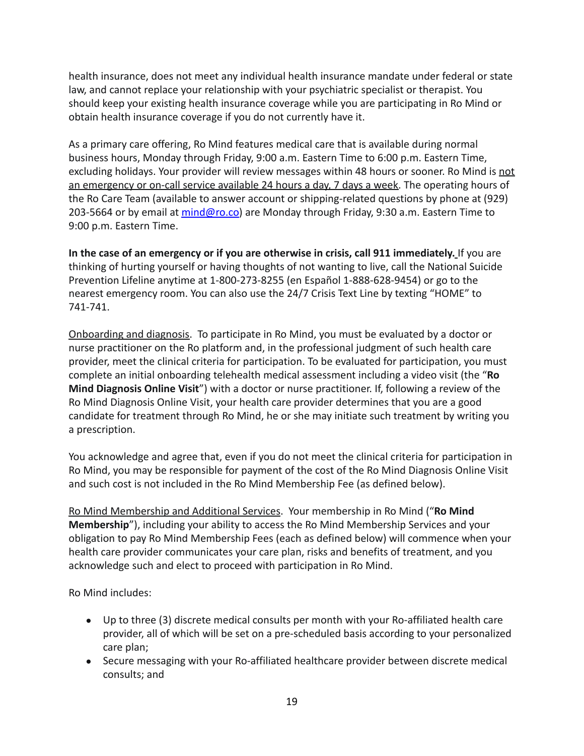health insurance, does not meet any individual health insurance mandate under federal or state law, and cannot replace your relationship with your psychiatric specialist or therapist. You should keep your existing health insurance coverage while you are participating in Ro Mind or obtain health insurance coverage if you do not currently have it.

As a primary care offering, Ro Mind features medical care that is available during normal business hours, Monday through Friday, 9:00 a.m. Eastern Time to 6:00 p.m. Eastern Time, excluding holidays. Your provider will review messages within 48 hours or sooner. Ro Mind is <u>not an emergency or on-call service available 24 hours a day, 7 days a week</u>. The operating hours of the Ro Care Team (available to answer account or shipping-related questions by phone at (929) 203-5664 or by email at [mind@ro.co](mailto:mind@ro.co)) are Monday through Friday, 9:30 a.m. Eastern Time to 9:00 p.m. Eastern Time.

**In the case of an emergency or if you are otherwise in crisis, call 911 immediately.** If you are thinking of hurting yourself or having thoughts of not wanting to live, call the National Suicide Prevention Lifeline anytime at 1-800-273-8255 (en Español 1-888-628-9454) or go to the nearest emergency room. You can also use the 24/7 Crisis Text Line by texting "HOME" to 741-741.

<u>Onboarding and diagnosis</u>. To participate in Ro Mind, you must be evaluated by a doctor or nurse practitioner on the Ro platform and, in the professional judgment of such health care provider, meet the clinical criteria for participation. To be evaluated for participation, you must complete an initial onboarding telehealth medical assessment including a video visit (the "**Ro Mind Diagnosis Online Visit**") with a doctor or nurse practitioner. If, following a review of the Ro Mind Diagnosis Online Visit, your health care provider determines that you are a good candidate for treatment through Ro Mind, he or she may initiate such treatment by writing you a prescription.

You acknowledge and agree that, even if you do not meet the clinical criteria for participation in Ro Mind, you may be responsible for payment of the cost of the Ro Mind Diagnosis Online Visit and such cost is not included in the Ro Mind Membership Fee (as defined below).

<u>Ro Mind Membership and Additional Services</u>. Your membership in Ro Mind ("**Ro Mind Membership**"), including your ability to access the Ro Mind Membership Services and your obligation to pay Ro Mind Membership Fees (each as defined below) will commence when your health care provider communicates your care plan, risks and benefits of treatment, and you acknowledge such and elect to proceed with participation in Ro Mind.

Ro Mind includes:

- Up to three (3) discrete medical consults per month with your Ro-affiliated health care provider, all of which will be set on a pre-scheduled basis according to your personalized care plan;
- Secure messaging with your Ro-affiliated healthcare provider between discrete medical consults; and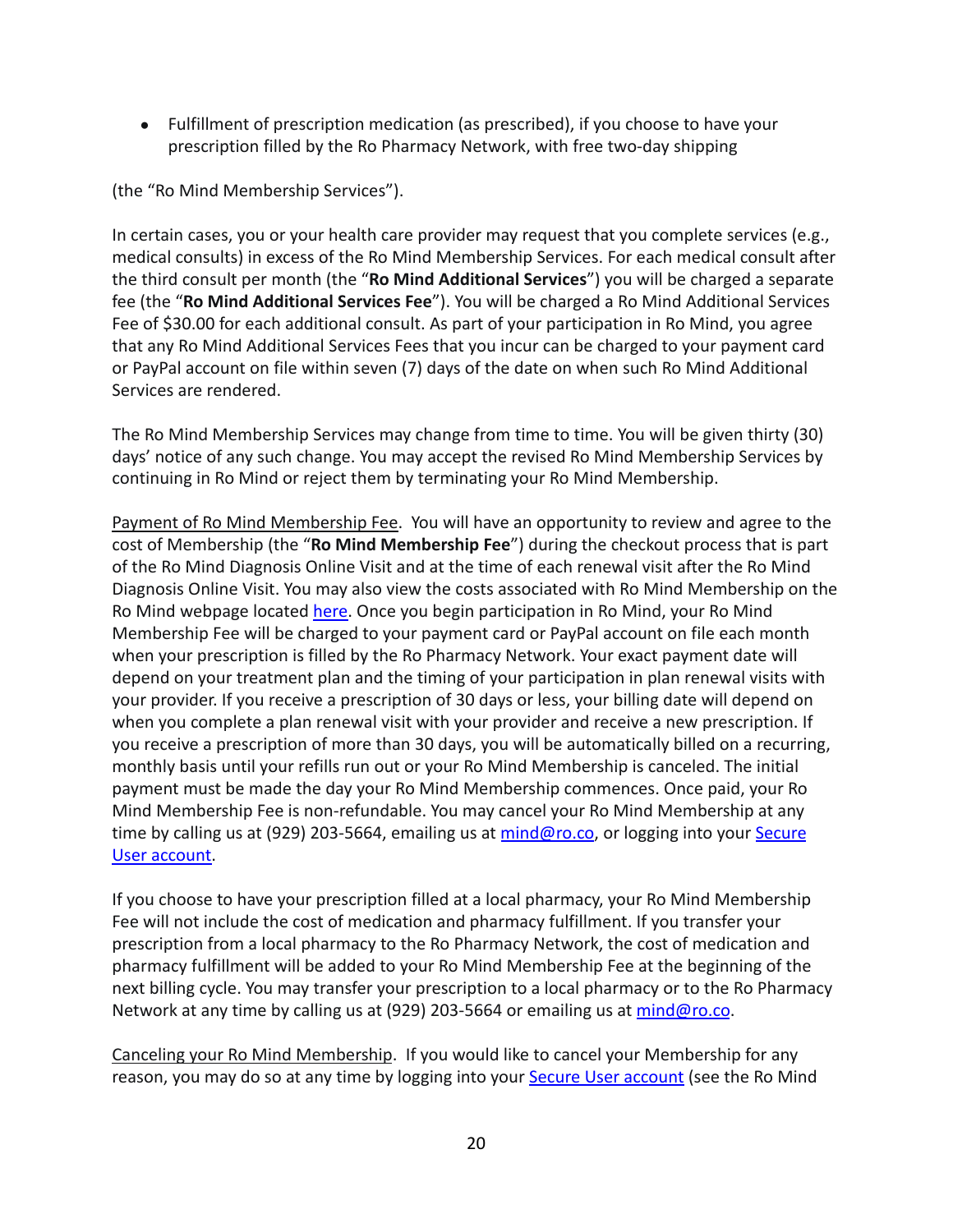- Fulfillment of prescription medication (as prescribed), if you choose to have your prescription filled by the Ro Pharmacy Network, with free two-day shipping

(the "Ro Mind Membership Services").

In certain cases, you or your health care provider may request that you complete services (e.g., medical consults) in excess of the Ro Mind Membership Services. For each medical consult after the third consult per month (the "**Ro Mind Additional Services**") you will be charged a separate fee (the "**Ro Mind Additional Services Fee**"). You will be charged a Ro Mind Additional Services Fee of $30.00 for each additional consult. As part of your participation in Ro Mind, you agree that any Ro Mind Additional Services Fees that you incur can be charged to your payment card or PayPal account on file within seven (7) days of the date on when such Ro Mind Additional Services are rendered.

The Ro Mind Membership Services may change from time to time. You will be given thirty (30) days' notice of any such change. You may accept the revised Ro Mind Membership Services by continuing in Ro Mind or reject them by terminating your Ro Mind Membership.

Payment of Ro Mind Membership Fee. You will have an opportunity to review and agree to the cost of Membership (the "**Ro Mind Membership Fee**") during the checkout process that is part of the Ro Mind Diagnosis Online Visit and at the time of each renewal visit after the Ro Mind Diagnosis Online Visit. You may also view the costs associated with Ro Mind Membership on the Ro Mind webpage located here. Once you begin participation in Ro Mind, your Ro Mind Membership Fee will be charged to your payment card or PayPal account on file each month when your prescription is filled by the Ro Pharmacy Network. Your exact payment date will depend on your treatment plan and the timing of your participation in plan renewal visits with your provider. If you receive a prescription of 30 days or less, your billing date will depend on when you complete a plan renewal visit with your provider and receive a new prescription. If you receive a prescription of more than 30 days, you will be automatically billed on a recurring, monthly basis until your refills run out or your Ro Mind Membership is canceled. The initial payment must be made the day your Ro Mind Membership commences. Once paid, your Ro Mind Membership Fee is non-refundable. You may cancel your Ro Mind Membership at any time by calling us at (929) 203-5664, emailing us at mind@ro.co, or logging into your Secure User account.

If you choose to have your prescription filled at a local pharmacy, your Ro Mind Membership Fee will not include the cost of medication and pharmacy fulfillment. If you transfer your prescription from a local pharmacy to the Ro Pharmacy Network, the cost of medication and pharmacy fulfillment will be added to your Ro Mind Membership Fee at the beginning of the next billing cycle. You may transfer your prescription to a local pharmacy or to the Ro Pharmacy Network at any time by calling us at (929) 203-5664 or emailing us at mind@ro.co.

Canceling your Ro Mind Membership. If you would like to cancel your Membership for any reason, you may do so at any time by logging into your Secure User account (see the Ro Mind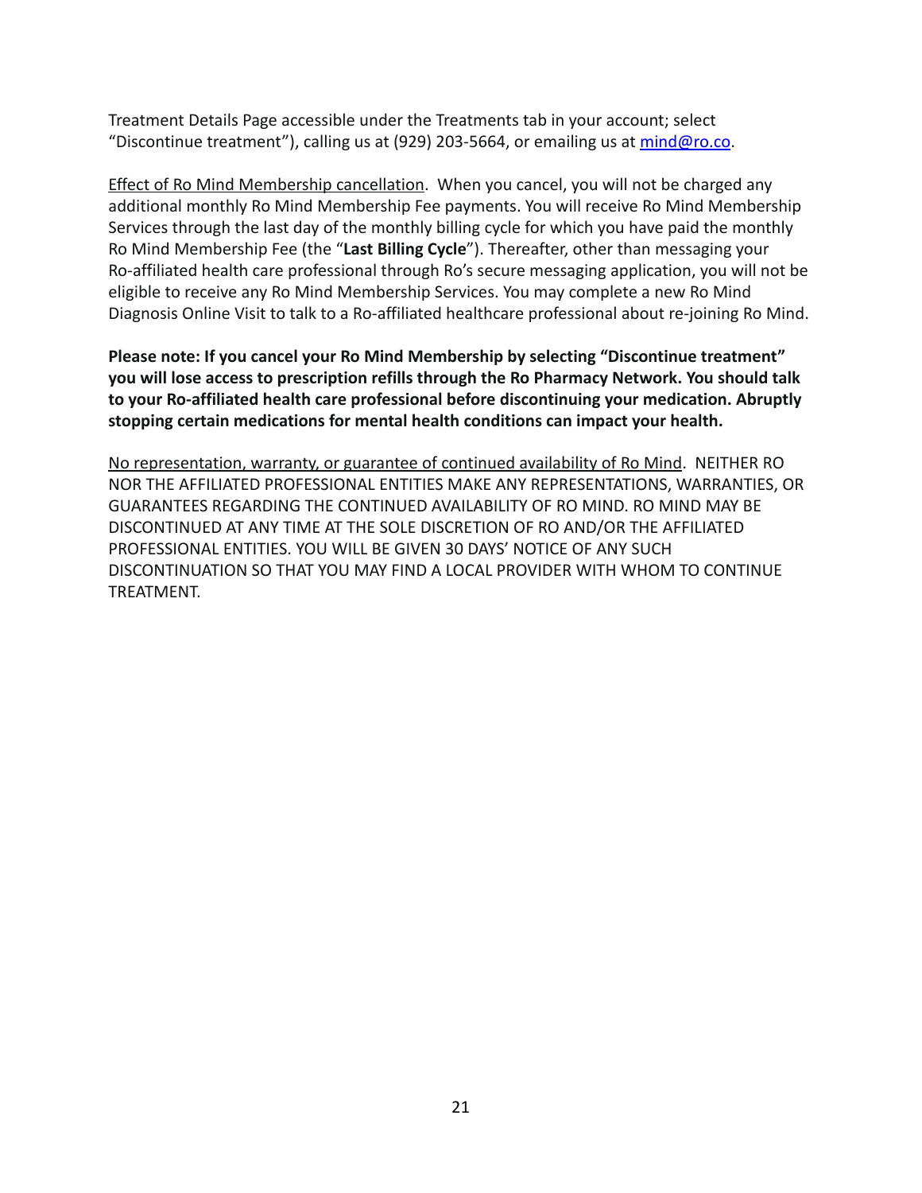Treatment Details Page accessible under the Treatments tab in your account; select "Discontinue treatment"), calling us at (929) 203-5664, or emailing us at mind@ro.co.

Effect of Ro Mind Membership cancellation. When you cancel, you will not be charged any additional monthly Ro Mind Membership Fee payments. You will receive Ro Mind Membership Services through the last day of the monthly billing cycle for which you have paid the monthly Ro Mind Membership Fee (the "**Last Billing Cycle**"). Thereafter, other than messaging your Ro-affiliated health care professional through Ro's secure messaging application, you will not be eligible to receive any Ro Mind Membership Services. You may complete a new Ro Mind Diagnosis Online Visit to talk to a Ro-affiliated healthcare professional about re-joining Ro Mind.

**Please note: If you cancel your Ro Mind Membership by selecting "Discontinue treatment" you will lose access to prescription refills through the Ro Pharmacy Network. You should talk to your Ro-affiliated health care professional before discontinuing your medication. Abruptly stopping certain medications for mental health conditions can impact your health.**

No representation, warranty, or guarantee of continued availability of Ro Mind. NEITHER RO NOR THE AFFILIATED PROFESSIONAL ENTITIES MAKE ANY REPRESENTATIONS, WARRANTIES, OR GUARANTEES REGARDING THE CONTINUED AVAILABILITY OF RO MIND. RO MIND MAY BE DISCONTINUED AT ANY TIME AT THE SOLE DISCRETION OF RO AND/OR THE AFFILIATED PROFESSIONAL ENTITIES. YOU WILL BE GIVEN 30 DAYS' NOTICE OF ANY SUCH DISCONTINUATION SO THAT YOU MAY FIND A LOCAL PROVIDER WITH WHOM TO CONTINUE TREATMENT.